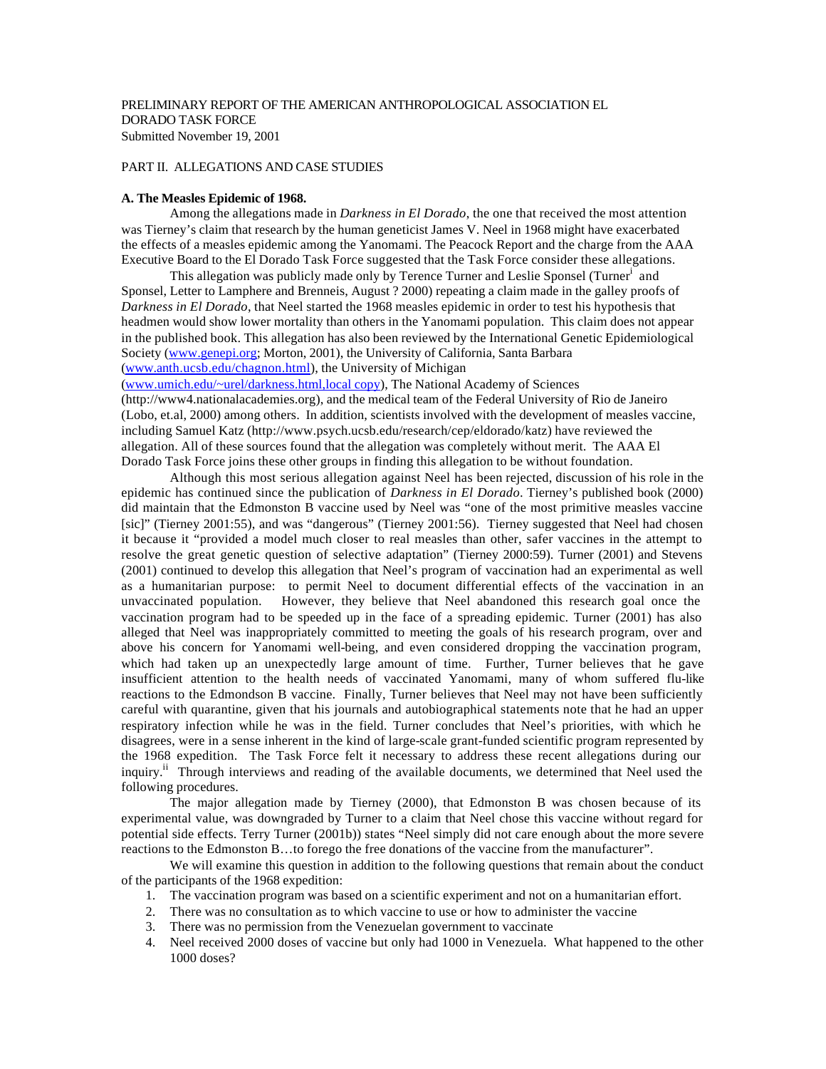PRELIMINARY REPORT OF THE AMERICAN ANTHROPOLOGICAL ASSOCIATION EL DORADO TASK FORCE
Submitted November 19, 2001

PART II. ALLEGATIONS AND CASE STUDIES

**A. The Measles Epidemic of 1968.**

Among the allegations made in *Darkness in El Dorado*, the one that received the most attention was Tierney's claim that research by the human geneticist James V. Neel in 1968 might have exacerbated the effects of a measles epidemic among the Yanomami. The Peacock Report and the charge from the AAA Executive Board to the El Dorado Task Force suggested that the Task Force consider these allegations.

This allegation was publicly made only by Terence Turner and Leslie Sponsel (Turner[i] and Sponsel, Letter to Lamphere and Brenneis, August ? 2000) repeating a claim made in the galley proofs of *Darkness in El Dorado*, that Neel started the 1968 measles epidemic in order to test his hypothesis that headmen would show lower mortality than others in the Yanomami population. This claim does not appear in the published book. This allegation has also been reviewed by the International Genetic Epidemiological Society (www.genepi.org; Morton, 2001), the University of California, Santa Barbara (www.anth.ucsb.edu/chagnon.html), the University of Michigan (www.umich.edu/~urel/darkness.html,local copy), The National Academy of Sciences (http://www4.nationalacademies.org), and the medical team of the Federal University of Rio de Janeiro (Lobo, et.al, 2000) among others. In addition, scientists involved with the development of measles vaccine, including Samuel Katz (http://www.psych.ucsb.edu/research/cep/eldorado/katz) have reviewed the allegation. All of these sources found that the allegation was completely without merit. The AAA El Dorado Task Force joins these other groups in finding this allegation to be without foundation.

Although this most serious allegation against Neel has been rejected, discussion of his role in the epidemic has continued since the publication of *Darkness in El Dorado*. Tierney's published book (2000) did maintain that the Edmonston B vaccine used by Neel was "one of the most primitive measles vaccine [sic]" (Tierney 2001:55), and was "dangerous" (Tierney 2001:56). Tierney suggested that Neel had chosen it because it "provided a model much closer to real measles than other, safer vaccines in the attempt to resolve the great genetic question of selective adaptation" (Tierney 2000:59). Turner (2001) and Stevens (2001) continued to develop this allegation that Neel's program of vaccination had an experimental as well as a humanitarian purpose: to permit Neel to document differential effects of the vaccination in an unvaccinated population. However, they believe that Neel abandoned this research goal once the vaccination program had to be speeded up in the face of a spreading epidemic. Turner (2001) has also alleged that Neel was inappropriately committed to meeting the goals of his research program, over and above his concern for Yanomami well-being, and even considered dropping the vaccination program, which had taken up an unexpectedly large amount of time. Further, Turner believes that he gave insufficient attention to the health needs of vaccinated Yanomami, many of whom suffered flu-like reactions to the Edmondson B vaccine. Finally, Turner believes that Neel may not have been sufficiently careful with quarantine, given that his journals and autobiographical statements note that he had an upper respiratory infection while he was in the field. Turner concludes that Neel's priorities, with which he disagrees, were in a sense inherent in the kind of large-scale grant-funded scientific program represented by the 1968 expedition. The Task Force felt it necessary to address these recent allegations during our inquiry.[ii] Through interviews and reading of the available documents, we determined that Neel used the following procedures.

The major allegation made by Tierney (2000), that Edmonston B was chosen because of its experimental value, was downgraded by Turner to a claim that Neel chose this vaccine without regard for potential side effects. Terry Turner (2001b)) states "Neel simply did not care enough about the more severe reactions to the Edmonston B…to forego the free donations of the vaccine from the manufacturer".

We will examine this question in addition to the following questions that remain about the conduct of the participants of the 1968 expedition:

1. The vaccination program was based on a scientific experiment and not on a humanitarian effort.
2. There was no consultation as to which vaccine to use or how to administer the vaccine
3. There was no permission from the Venezuelan government to vaccinate
4. Neel received 2000 doses of vaccine but only had 1000 in Venezuela. What happened to the other 1000 doses?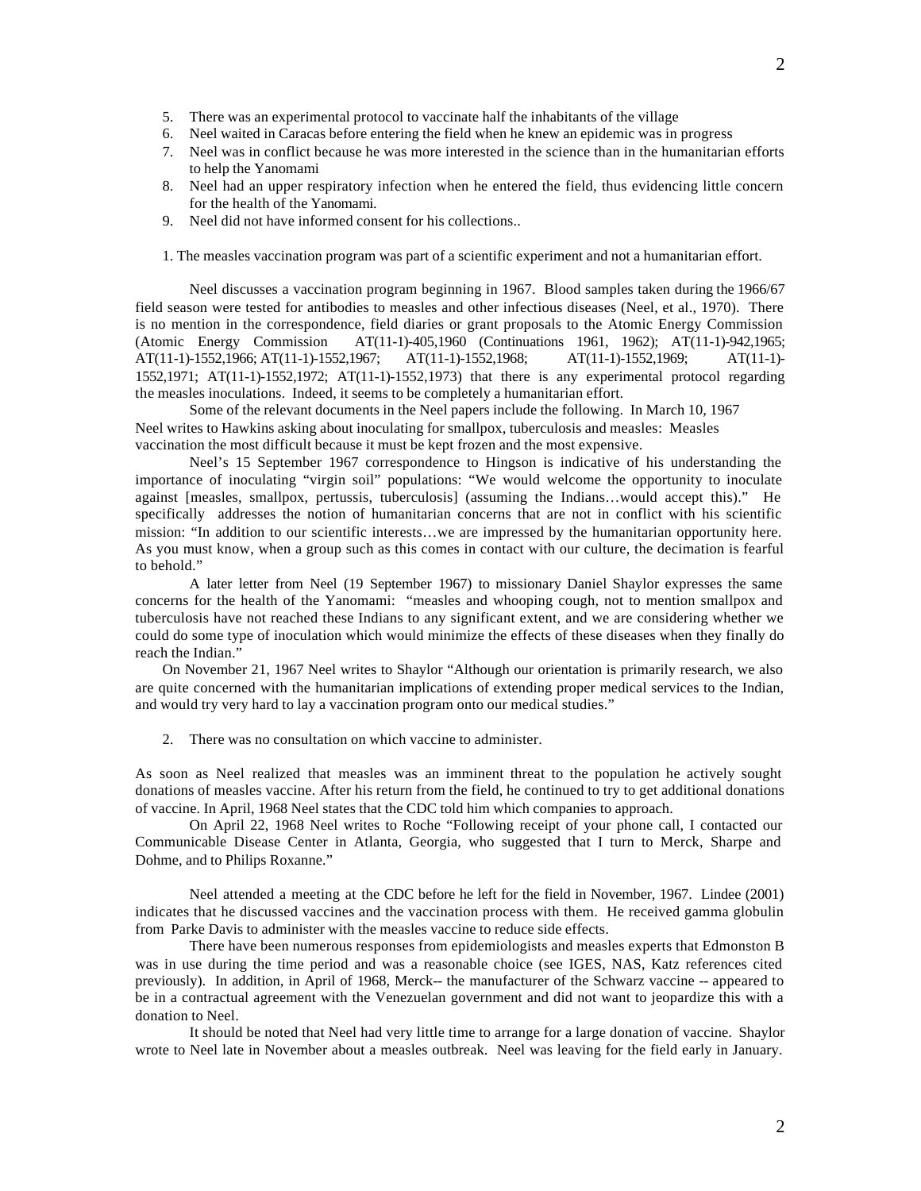5. There was an experimental protocol to vaccinate half the inhabitants of the village
6. Neel waited in Caracas before entering the field when he knew an epidemic was in progress
7. Neel was in conflict because he was more interested in the science than in the humanitarian efforts to help the Yanomami
8. Neel had an upper respiratory infection when he entered the field, thus evidencing little concern for the health of the Yanomami.
9. Neel did not have informed consent for his collections..

1. The measles vaccination program was part of a scientific experiment and not a humanitarian effort.

Neel discusses a vaccination program beginning in 1967. Blood samples taken during the 1966/67 field season were tested for antibodies to measles and other infectious diseases (Neel, et al., 1970). There is no mention in the correspondence, field diaries or grant proposals to the Atomic Energy Commission (Atomic Energy Commission AT(11-1)-405,1960 (Continuations 1961, 1962); AT(11-1)-942,1965; AT(11-1)-1552,1966; AT(11-1)-1552,1967; AT(11-1)-1552,1968; AT(11-1)-1552,1969; AT(11-1)-1552,1971; AT(11-1)-1552,1972; AT(11-1)-1552,1973) that there is any experimental protocol regarding the measles inoculations. Indeed, it seems to be completely a humanitarian effort.

Some of the relevant documents in the Neel papers include the following. In March 10, 1967 Neel writes to Hawkins asking about inoculating for smallpox, tuberculosis and measles: Measles vaccination the most difficult because it must be kept frozen and the most expensive.

Neel's 15 September 1967 correspondence to Hingson is indicative of his understanding the importance of inoculating "virgin soil" populations: "We would welcome the opportunity to inoculate against [measles, smallpox, pertussis, tuberculosis] (assuming the Indians…would accept this)." He specifically addresses the notion of humanitarian concerns that are not in conflict with his scientific mission: "In addition to our scientific interests…we are impressed by the humanitarian opportunity here. As you must know, when a group such as this comes in contact with our culture, the decimation is fearful to behold."

A later letter from Neel (19 September 1967) to missionary Daniel Shaylor expresses the same concerns for the health of the Yanomami: "measles and whooping cough, not to mention smallpox and tuberculosis have not reached these Indians to any significant extent, and we are considering whether we could do some type of inoculation which would minimize the effects of these diseases when they finally do reach the Indian."

On November 21, 1967 Neel writes to Shaylor "Although our orientation is primarily research, we also are quite concerned with the humanitarian implications of extending proper medical services to the Indian, and would try very hard to lay a vaccination program onto our medical studies."

2. There was no consultation on which vaccine to administer.

As soon as Neel realized that measles was an imminent threat to the population he actively sought donations of measles vaccine. After his return from the field, he continued to try to get additional donations of vaccine. In April, 1968 Neel states that the CDC told him which companies to approach.

On April 22, 1968 Neel writes to Roche "Following receipt of your phone call, I contacted our Communicable Disease Center in Atlanta, Georgia, who suggested that I turn to Merck, Sharpe and Dohme, and to Philips Roxanne."

Neel attended a meeting at the CDC before he left for the field in November, 1967. Lindee (2001) indicates that he discussed vaccines and the vaccination process with them. He received gamma globulin from Parke Davis to administer with the measles vaccine to reduce side effects.

There have been numerous responses from epidemiologists and measles experts that Edmonston B was in use during the time period and was a reasonable choice (see IGES, NAS, Katz references cited previously). In addition, in April of 1968, Merck-- the manufacturer of the Schwarz vaccine -- appeared to be in a contractual agreement with the Venezuelan government and did not want to jeopardize this with a donation to Neel.

It should be noted that Neel had very little time to arrange for a large donation of vaccine. Shaylor wrote to Neel late in November about a measles outbreak. Neel was leaving for the field early in January.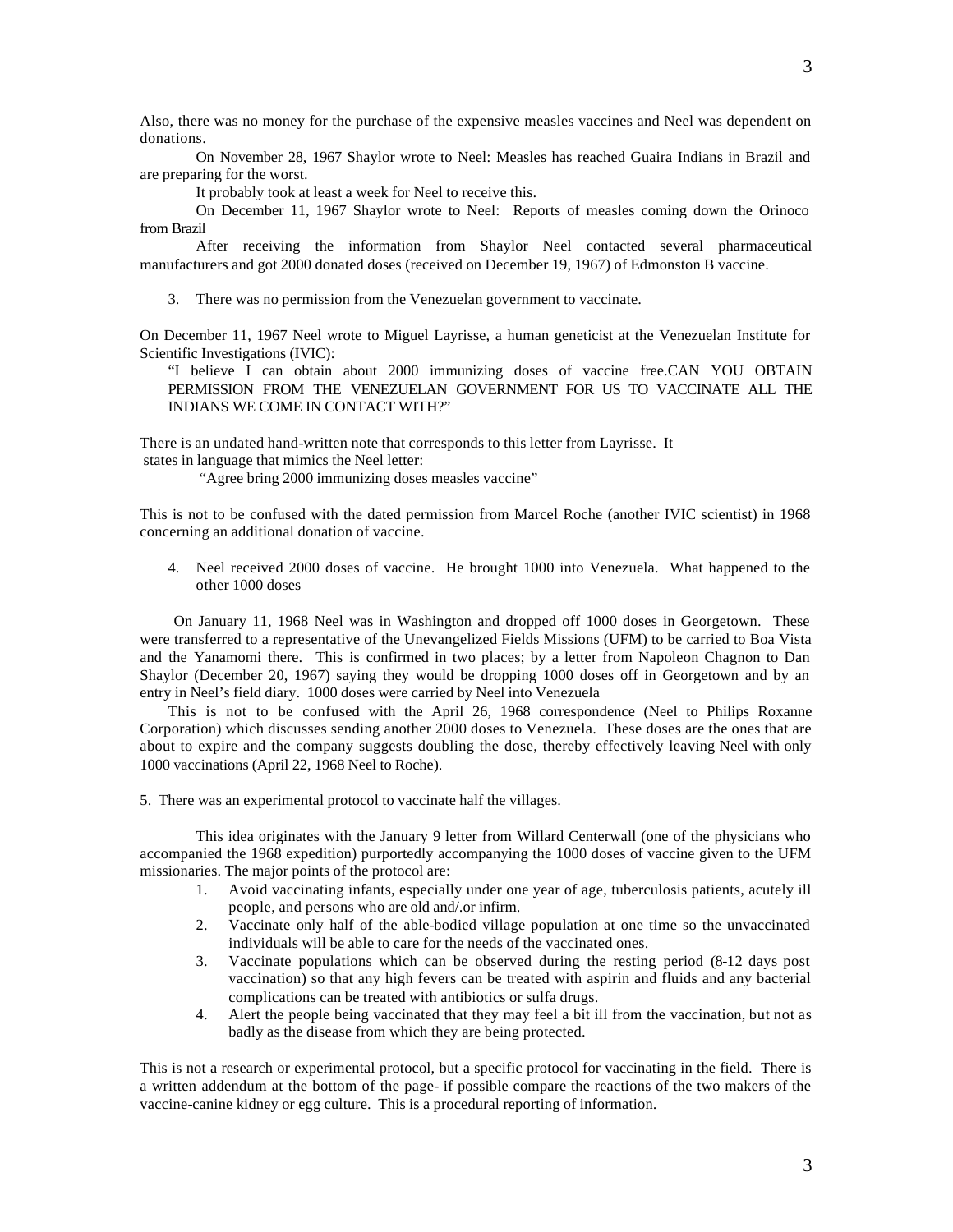Also, there was no money for the purchase of the expensive measles vaccines and Neel was dependent on donations.

On November 28, 1967 Shaylor wrote to Neel: Measles has reached Guaira Indians in Brazil and are preparing for the worst.

It probably took at least a week for Neel to receive this.

On December 11, 1967 Shaylor wrote to Neel: Reports of measles coming down the Orinoco from Brazil

After receiving the information from Shaylor Neel contacted several pharmaceutical manufacturers and got 2000 donated doses (received on December 19, 1967) of Edmonston B vaccine.

3. There was no permission from the Venezuelan government to vaccinate.

On December 11, 1967 Neel wrote to Miguel Layrisse, a human geneticist at the Venezuelan Institute for Scientific Investigations (IVIC):

> "I believe I can obtain about 2000 immunizing doses of vaccine free.CAN YOU OBTAIN PERMISSION FROM THE VENEZUELAN GOVERNMENT FOR US TO VACCINATE ALL THE INDIANS WE COME IN CONTACT WITH?"

There is an undated hand-written note that corresponds to this letter from Layrisse. It states in language that mimics the Neel letter:

> "Agree bring 2000 immunizing doses measles vaccine"

This is not to be confused with the dated permission from Marcel Roche (another IVIC scientist) in 1968 concerning an additional donation of vaccine.

4. Neel received 2000 doses of vaccine. He brought 1000 into Venezuela. What happened to the other 1000 doses

On January 11, 1968 Neel was in Washington and dropped off 1000 doses in Georgetown. These were transferred to a representative of the Unevangelized Fields Missions (UFM) to be carried to Boa Vista and the Yanamomi there. This is confirmed in two places; by a letter from Napoleon Chagnon to Dan Shaylor (December 20, 1967) saying they would be dropping 1000 doses off in Georgetown and by an entry in Neel's field diary. 1000 doses were carried by Neel into Venezuela

This is not to be confused with the April 26, 1968 correspondence (Neel to Philips Roxanne Corporation) which discusses sending another 2000 doses to Venezuela. These doses are the ones that are about to expire and the company suggests doubling the dose, thereby effectively leaving Neel with only 1000 vaccinations (April 22, 1968 Neel to Roche).

5. There was an experimental protocol to vaccinate half the villages.

This idea originates with the January 9 letter from Willard Centerwall (one of the physicians who accompanied the 1968 expedition) purportedly accompanying the 1000 doses of vaccine given to the UFM missionaries. The major points of the protocol are:

1. Avoid vaccinating infants, especially under one year of age, tuberculosis patients, acutely ill people, and persons who are old and/.or infirm.
2. Vaccinate only half of the able-bodied village population at one time so the unvaccinated individuals will be able to care for the needs of the vaccinated ones.
3. Vaccinate populations which can be observed during the resting period (8-12 days post vaccination) so that any high fevers can be treated with aspirin and fluids and any bacterial complications can be treated with antibiotics or sulfa drugs.
4. Alert the people being vaccinated that they may feel a bit ill from the vaccination, but not as badly as the disease from which they are being protected.

This is not a research or experimental protocol, but a specific protocol for vaccinating in the field. There is a written addendum at the bottom of the page- if possible compare the reactions of the two makers of the vaccine-canine kidney or egg culture. This is a procedural reporting of information.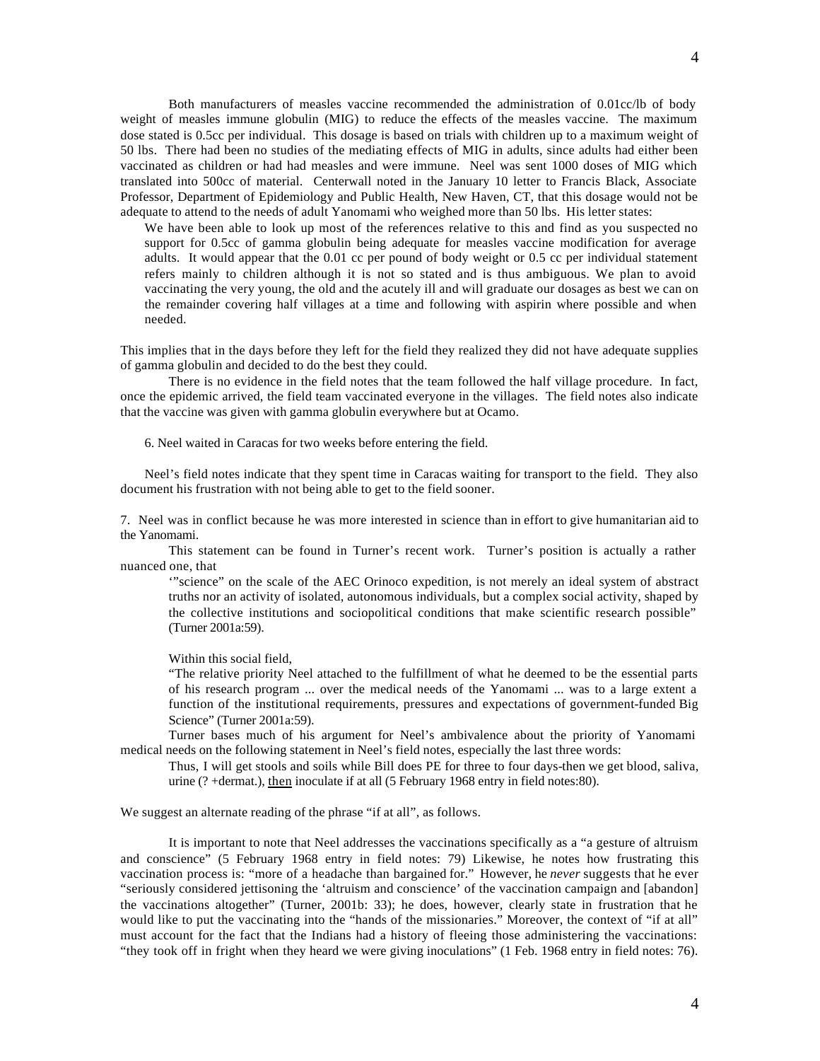Both manufacturers of measles vaccine recommended the administration of 0.01cc/lb of body weight of measles immune globulin (MIG) to reduce the effects of the measles vaccine. The maximum dose stated is 0.5cc per individual. This dosage is based on trials with children up to a maximum weight of 50 lbs. There had been no studies of the mediating effects of MIG in adults, since adults had either been vaccinated as children or had had measles and were immune. Neel was sent 1000 doses of MIG which translated into 500cc of material. Centerwall noted in the January 10 letter to Francis Black, Associate Professor, Department of Epidemiology and Public Health, New Haven, CT, that this dosage would not be adequate to attend to the needs of adult Yanomami who weighed more than 50 lbs. His letter states:

> We have been able to look up most of the references relative to this and find as you suspected no support for 0.5cc of gamma globulin being adequate for measles vaccine modification for average adults. It would appear that the 0.01 cc per pound of body weight or 0.5 cc per individual statement refers mainly to children although it is not so stated and is thus ambiguous. We plan to avoid vaccinating the very young, the old and the acutely ill and will graduate our dosages as best we can on the remainder covering half villages at a time and following with aspirin where possible and when needed.

This implies that in the days before they left for the field they realized they did not have adequate supplies of gamma globulin and decided to do the best they could.

There is no evidence in the field notes that the team followed the half village procedure. In fact, once the epidemic arrived, the field team vaccinated everyone in the villages. The field notes also indicate that the vaccine was given with gamma globulin everywhere but at Ocamo.

6. Neel waited in Caracas for two weeks before entering the field.

Neel's field notes indicate that they spent time in Caracas waiting for transport to the field. They also document his frustration with not being able to get to the field sooner.

7. Neel was in conflict because he was more interested in science than in effort to give humanitarian aid to the Yanomami.

This statement can be found in Turner's recent work. Turner's position is actually a rather nuanced one, that

> '"science" on the scale of the AEC Orinoco expedition, is not merely an ideal system of abstract truths nor an activity of isolated, autonomous individuals, but a complex social activity, shaped by the collective institutions and sociopolitical conditions that make scientific research possible" (Turner 2001a:59).

Within this social field,

> "The relative priority Neel attached to the fulfillment of what he deemed to be the essential parts of his research program ... over the medical needs of the Yanomami ... was to a large extent a function of the institutional requirements, pressures and expectations of government-funded Big Science" (Turner 2001a:59).

Turner bases much of his argument for Neel's ambivalence about the priority of Yanomami medical needs on the following statement in Neel's field notes, especially the last three words:

> Thus, I will get stools and soils while Bill does PE for three to four days-then we get blood, saliva, urine (? +dermat.), then inoculate if at all (5 February 1968 entry in field notes:80).

We suggest an alternate reading of the phrase "if at all", as follows.

It is important to note that Neel addresses the vaccinations specifically as a "a gesture of altruism and conscience" (5 February 1968 entry in field notes: 79) Likewise, he notes how frustrating this vaccination process is: "more of a headache than bargained for." However, he *never* suggests that he ever "seriously considered jettisoning the 'altruism and conscience' of the vaccination campaign and [abandon] the vaccinations altogether" (Turner, 2001b: 33); he does, however, clearly state in frustration that he would like to put the vaccinating into the "hands of the missionaries." Moreover, the context of "if at all" must account for the fact that the Indians had a history of fleeing those administering the vaccinations: "they took off in fright when they heard we were giving inoculations" (1 Feb. 1968 entry in field notes: 76).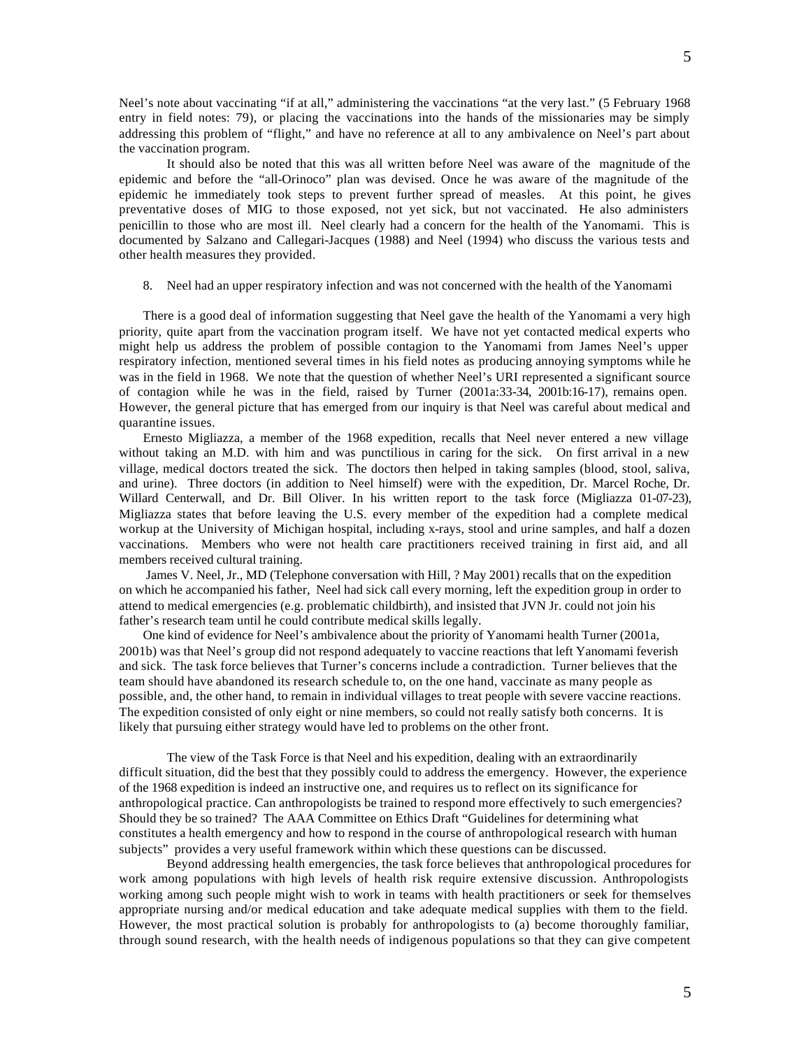Neel's note about vaccinating "if at all," administering the vaccinations "at the very last." (5 February 1968 entry in field notes: 79), or placing the vaccinations into the hands of the missionaries may be simply addressing this problem of "flight," and have no reference at all to any ambivalence on Neel's part about the vaccination program.

It should also be noted that this was all written before Neel was aware of the magnitude of the epidemic and before the "all-Orinoco" plan was devised. Once he was aware of the magnitude of the epidemic he immediately took steps to prevent further spread of measles. At this point, he gives preventative doses of MIG to those exposed, not yet sick, but not vaccinated. He also administers penicillin to those who are most ill. Neel clearly had a concern for the health of the Yanomami. This is documented by Salzano and Callegari-Jacques (1988) and Neel (1994) who discuss the various tests and other health measures they provided.

8. Neel had an upper respiratory infection and was not concerned with the health of the Yanomami

There is a good deal of information suggesting that Neel gave the health of the Yanomami a very high priority, quite apart from the vaccination program itself. We have not yet contacted medical experts who might help us address the problem of possible contagion to the Yanomami from James Neel's upper respiratory infection, mentioned several times in his field notes as producing annoying symptoms while he was in the field in 1968. We note that the question of whether Neel's URI represented a significant source of contagion while he was in the field, raised by Turner (2001a:33-34, 2001b:16-17), remains open. However, the general picture that has emerged from our inquiry is that Neel was careful about medical and quarantine issues.

Ernesto Migliazza, a member of the 1968 expedition, recalls that Neel never entered a new village without taking an M.D. with him and was punctilious in caring for the sick. On first arrival in a new village, medical doctors treated the sick. The doctors then helped in taking samples (blood, stool, saliva, and urine). Three doctors (in addition to Neel himself) were with the expedition, Dr. Marcel Roche, Dr. Willard Centerwall, and Dr. Bill Oliver. In his written report to the task force (Migliazza 01-07-23), Migliazza states that before leaving the U.S. every member of the expedition had a complete medical workup at the University of Michigan hospital, including x-rays, stool and urine samples, and half a dozen vaccinations. Members who were not health care practitioners received training in first aid, and all members received cultural training.

James V. Neel, Jr., MD (Telephone conversation with Hill, ? May 2001) recalls that on the expedition on which he accompanied his father, Neel had sick call every morning, left the expedition group in order to attend to medical emergencies (e.g. problematic childbirth), and insisted that JVN Jr. could not join his father's research team until he could contribute medical skills legally.

One kind of evidence for Neel's ambivalence about the priority of Yanomami health Turner (2001a, 2001b) was that Neel's group did not respond adequately to vaccine reactions that left Yanomami feverish and sick. The task force believes that Turner's concerns include a contradiction. Turner believes that the team should have abandoned its research schedule to, on the one hand, vaccinate as many people as possible, and, the other hand, to remain in individual villages to treat people with severe vaccine reactions. The expedition consisted of only eight or nine members, so could not really satisfy both concerns. It is likely that pursuing either strategy would have led to problems on the other front.

The view of the Task Force is that Neel and his expedition, dealing with an extraordinarily difficult situation, did the best that they possibly could to address the emergency. However, the experience of the 1968 expedition is indeed an instructive one, and requires us to reflect on its significance for anthropological practice. Can anthropologists be trained to respond more effectively to such emergencies? Should they be so trained? The AAA Committee on Ethics Draft "Guidelines for determining what constitutes a health emergency and how to respond in the course of anthropological research with human subjects" provides a very useful framework within which these questions can be discussed.

Beyond addressing health emergencies, the task force believes that anthropological procedures for work among populations with high levels of health risk require extensive discussion. Anthropologists working among such people might wish to work in teams with health practitioners or seek for themselves appropriate nursing and/or medical education and take adequate medical supplies with them to the field. However, the most practical solution is probably for anthropologists to (a) become thoroughly familiar, through sound research, with the health needs of indigenous populations so that they can give competent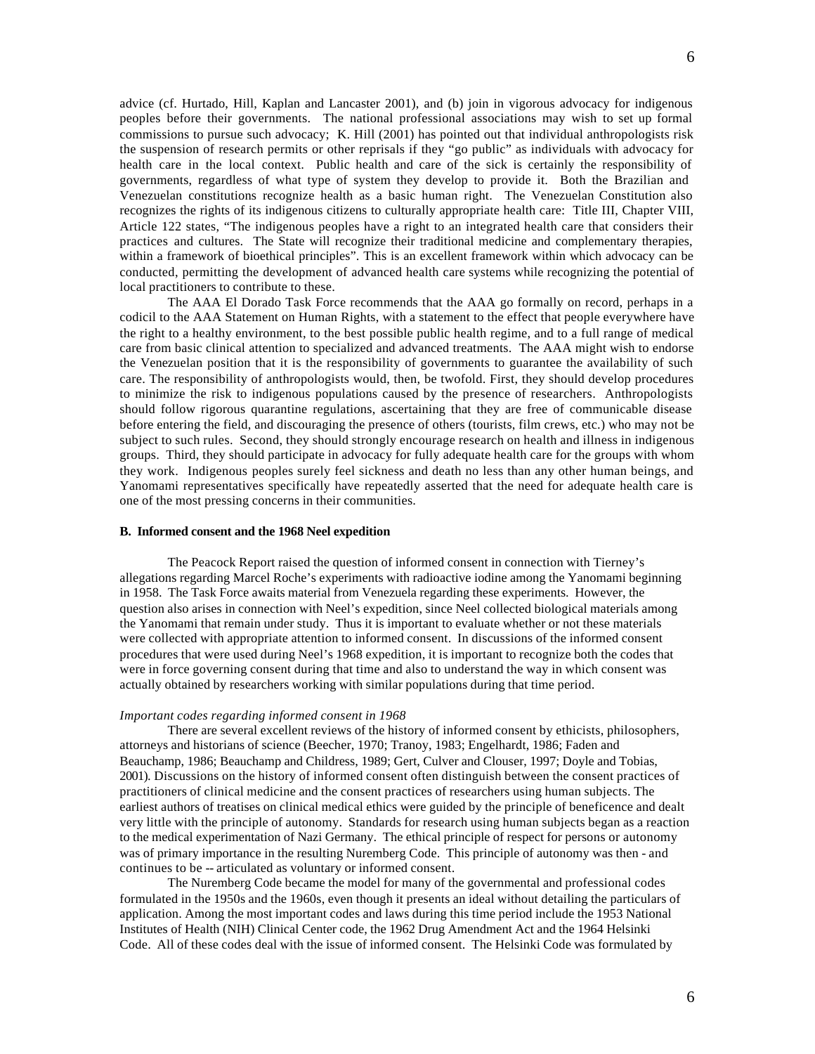advice (cf. Hurtado, Hill, Kaplan and Lancaster 2001), and (b) join in vigorous advocacy for indigenous peoples before their governments. The national professional associations may wish to set up formal commissions to pursue such advocacy; K. Hill (2001) has pointed out that individual anthropologists risk the suspension of research permits or other reprisals if they "go public" as individuals with advocacy for health care in the local context. Public health and care of the sick is certainly the responsibility of governments, regardless of what type of system they develop to provide it. Both the Brazilian and Venezuelan constitutions recognize health as a basic human right. The Venezuelan Constitution also recognizes the rights of its indigenous citizens to culturally appropriate health care: Title III, Chapter VIII, Article 122 states, "The indigenous peoples have a right to an integrated health care that considers their practices and cultures. The State will recognize their traditional medicine and complementary therapies, within a framework of bioethical principles". This is an excellent framework within which advocacy can be conducted, permitting the development of advanced health care systems while recognizing the potential of local practitioners to contribute to these.

The AAA El Dorado Task Force recommends that the AAA go formally on record, perhaps in a codicil to the AAA Statement on Human Rights, with a statement to the effect that people everywhere have the right to a healthy environment, to the best possible public health regime, and to a full range of medical care from basic clinical attention to specialized and advanced treatments. The AAA might wish to endorse the Venezuelan position that it is the responsibility of governments to guarantee the availability of such care. The responsibility of anthropologists would, then, be twofold. First, they should develop procedures to minimize the risk to indigenous populations caused by the presence of researchers. Anthropologists should follow rigorous quarantine regulations, ascertaining that they are free of communicable disease before entering the field, and discouraging the presence of others (tourists, film crews, etc.) who may not be subject to such rules. Second, they should strongly encourage research on health and illness in indigenous groups. Third, they should participate in advocacy for fully adequate health care for the groups with whom they work. Indigenous peoples surely feel sickness and death no less than any other human beings, and Yanomami representatives specifically have repeatedly asserted that the need for adequate health care is one of the most pressing concerns in their communities.

**B. Informed consent and the 1968 Neel expedition**

The Peacock Report raised the question of informed consent in connection with Tierney's allegations regarding Marcel Roche's experiments with radioactive iodine among the Yanomami beginning in 1958. The Task Force awaits material from Venezuela regarding these experiments. However, the question also arises in connection with Neel's expedition, since Neel collected biological materials among the Yanomami that remain under study. Thus it is important to evaluate whether or not these materials were collected with appropriate attention to informed consent. In discussions of the informed consent procedures that were used during Neel's 1968 expedition, it is important to recognize both the codes that were in force governing consent during that time and also to understand the way in which consent was actually obtained by researchers working with similar populations during that time period.

*Important codes regarding informed consent in 1968*

There are several excellent reviews of the history of informed consent by ethicists, philosophers, attorneys and historians of science (Beecher, 1970; Tranoy, 1983; Engelhardt, 1986; Faden and Beauchamp, 1986; Beauchamp and Childress, 1989; Gert, Culver and Clouser, 1997; Doyle and Tobias, 2001). Discussions on the history of informed consent often distinguish between the consent practices of practitioners of clinical medicine and the consent practices of researchers using human subjects. The earliest authors of treatises on clinical medical ethics were guided by the principle of beneficence and dealt very little with the principle of autonomy. Standards for research using human subjects began as a reaction to the medical experimentation of Nazi Germany. The ethical principle of respect for persons or autonomy was of primary importance in the resulting Nuremberg Code. This principle of autonomy was then - and continues to be -- articulated as voluntary or informed consent.

The Nuremberg Code became the model for many of the governmental and professional codes formulated in the 1950s and the 1960s, even though it presents an ideal without detailing the particulars of application. Among the most important codes and laws during this time period include the 1953 National Institutes of Health (NIH) Clinical Center code, the 1962 Drug Amendment Act and the 1964 Helsinki Code. All of these codes deal with the issue of informed consent. The Helsinki Code was formulated by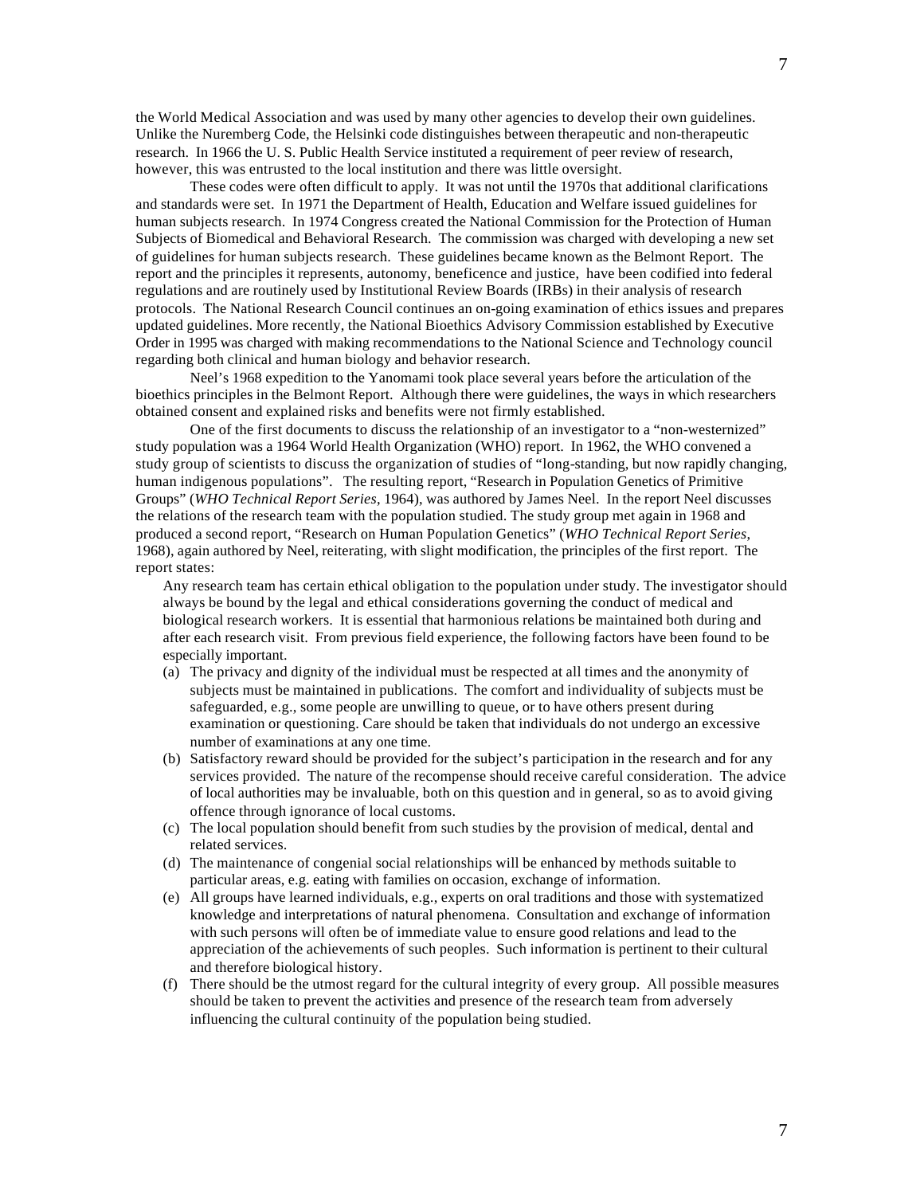the World Medical Association and was used by many other agencies to develop their own guidelines. Unlike the Nuremberg Code, the Helsinki code distinguishes between therapeutic and non-therapeutic research. In 1966 the U. S. Public Health Service instituted a requirement of peer review of research, however, this was entrusted to the local institution and there was little oversight.

These codes were often difficult to apply. It was not until the 1970s that additional clarifications and standards were set. In 1971 the Department of Health, Education and Welfare issued guidelines for human subjects research. In 1974 Congress created the National Commission for the Protection of Human Subjects of Biomedical and Behavioral Research. The commission was charged with developing a new set of guidelines for human subjects research. These guidelines became known as the Belmont Report. The report and the principles it represents, autonomy, beneficence and justice, have been codified into federal regulations and are routinely used by Institutional Review Boards (IRBs) in their analysis of research protocols. The National Research Council continues an on-going examination of ethics issues and prepares updated guidelines. More recently, the National Bioethics Advisory Commission established by Executive Order in 1995 was charged with making recommendations to the National Science and Technology council regarding both clinical and human biology and behavior research.

Neel's 1968 expedition to the Yanomami took place several years before the articulation of the bioethics principles in the Belmont Report. Although there were guidelines, the ways in which researchers obtained consent and explained risks and benefits were not firmly established.

One of the first documents to discuss the relationship of an investigator to a "non-westernized" study population was a 1964 World Health Organization (WHO) report. In 1962, the WHO convened a study group of scientists to discuss the organization of studies of "long-standing, but now rapidly changing, human indigenous populations". The resulting report, "Research in Population Genetics of Primitive Groups" (*WHO Technical Report Series*, 1964), was authored by James Neel. In the report Neel discusses the relations of the research team with the population studied. The study group met again in 1968 and produced a second report, "Research on Human Population Genetics" (*WHO Technical Report Series*, 1968), again authored by Neel, reiterating, with slight modification, the principles of the first report. The report states:

> Any research team has certain ethical obligation to the population under study. The investigator should always be bound by the legal and ethical considerations governing the conduct of medical and biological research workers. It is essential that harmonious relations be maintained both during and after each research visit. From previous field experience, the following factors have been found to be especially important.
>
> (a) The privacy and dignity of the individual must be respected at all times and the anonymity of subjects must be maintained in publications. The comfort and individuality of subjects must be safeguarded, e.g., some people are unwilling to queue, or to have others present during examination or questioning. Care should be taken that individuals do not undergo an excessive number of examinations at any one time.
>
> (b) Satisfactory reward should be provided for the subject's participation in the research and for any services provided. The nature of the recompense should receive careful consideration. The advice of local authorities may be invaluable, both on this question and in general, so as to avoid giving offence through ignorance of local customs.
>
> (c) The local population should benefit from such studies by the provision of medical, dental and related services.
>
> (d) The maintenance of congenial social relationships will be enhanced by methods suitable to particular areas, e.g. eating with families on occasion, exchange of information.
>
> (e) All groups have learned individuals, e.g., experts on oral traditions and those with systematized knowledge and interpretations of natural phenomena. Consultation and exchange of information with such persons will often be of immediate value to ensure good relations and lead to the appreciation of the achievements of such peoples. Such information is pertinent to their cultural and therefore biological history.
>
> (f) There should be the utmost regard for the cultural integrity of every group. All possible measures should be taken to prevent the activities and presence of the research team from adversely influencing the cultural continuity of the population being studied.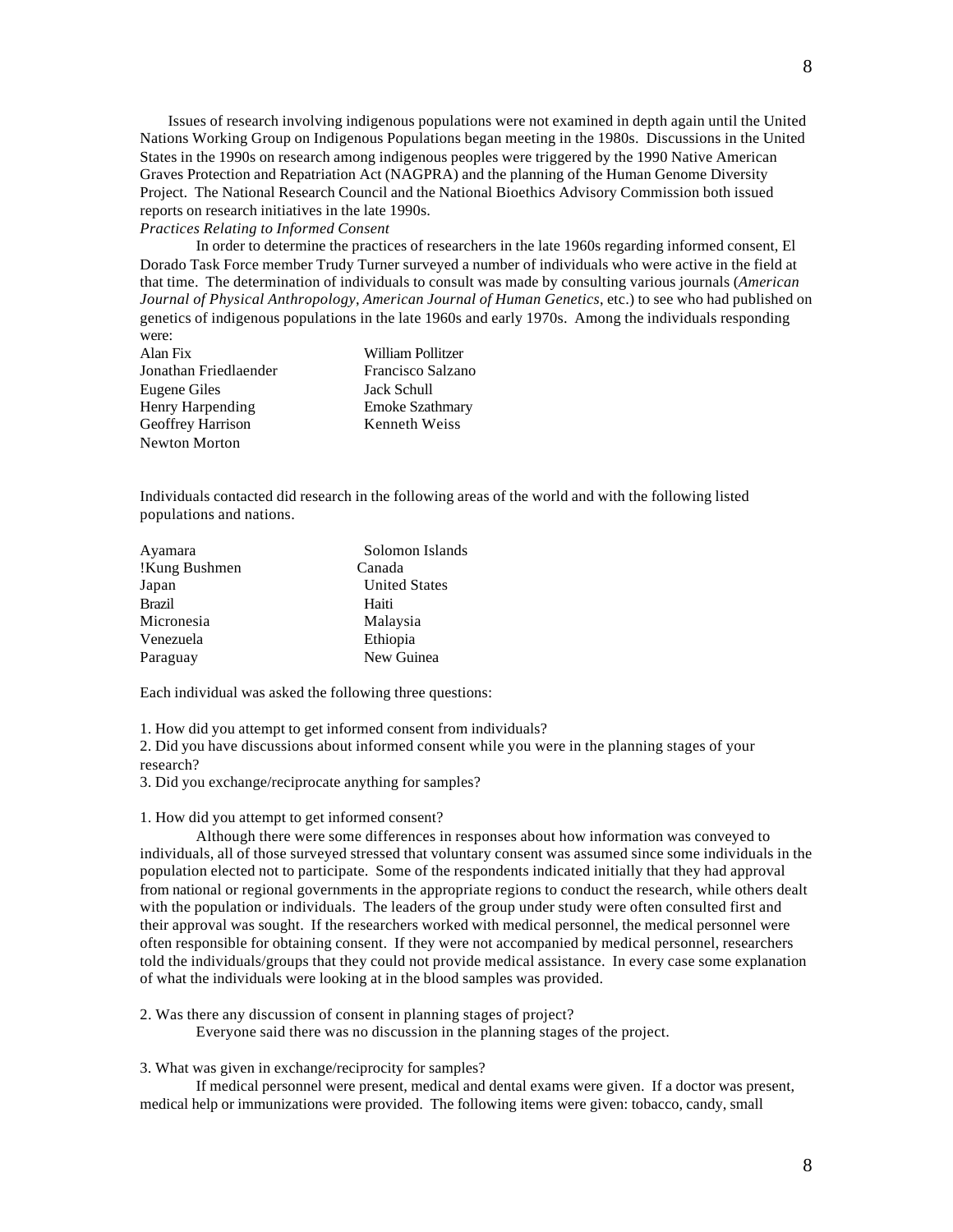Issues of research involving indigenous populations were not examined in depth again until the United Nations Working Group on Indigenous Populations began meeting in the 1980s. Discussions in the United States in the 1990s on research among indigenous peoples were triggered by the 1990 Native American Graves Protection and Repatriation Act (NAGPRA) and the planning of the Human Genome Diversity Project. The National Research Council and the National Bioethics Advisory Commission both issued reports on research initiatives in the late 1990s.

*Practices Relating to Informed Consent*

In order to determine the practices of researchers in the late 1960s regarding informed consent, El Dorado Task Force member Trudy Turner surveyed a number of individuals who were active in the field at that time. The determination of individuals to consult was made by consulting various journals (*American Journal of Physical Anthropology*, *American Journal of Human Genetics*, etc.) to see who had published on genetics of indigenous populations in the late 1960s and early 1970s. Among the individuals responding were:

Alan Fix
Jonathan Friedlaender
Eugene Giles
Henry Harpending
Geoffrey Harrison
Newton Morton
William Pollitzer
Francisco Salzano
Jack Schull
Emoke Szathmary
Kenneth Weiss

Individuals contacted did research in the following areas of the world and with the following listed populations and nations.

Ayamara
!Kung Bushmen
Japan
Brazil
Micronesia
Venezuela
Paraguay
Solomon Islands
Canada
United States
Haiti
Malaysia
Ethiopia
New Guinea

Each individual was asked the following three questions:

1. How did you attempt to get informed consent from individuals?
2. Did you have discussions about informed consent while you were in the planning stages of your research?
3. Did you exchange/reciprocate anything for samples?

1. How did you attempt to get informed consent?

Although there were some differences in responses about how information was conveyed to individuals, all of those surveyed stressed that voluntary consent was assumed since some individuals in the population elected not to participate. Some of the respondents indicated initially that they had approval from national or regional governments in the appropriate regions to conduct the research, while others dealt with the population or individuals. The leaders of the group under study were often consulted first and their approval was sought. If the researchers worked with medical personnel, the medical personnel were often responsible for obtaining consent. If they were not accompanied by medical personnel, researchers told the individuals/groups that they could not provide medical assistance. In every case some explanation of what the individuals were looking at in the blood samples was provided.

2. Was there any discussion of consent in planning stages of project?

Everyone said there was no discussion in the planning stages of the project.

3. What was given in exchange/reciprocity for samples?

If medical personnel were present, medical and dental exams were given. If a doctor was present, medical help or immunizations were provided. The following items were given: tobacco, candy, small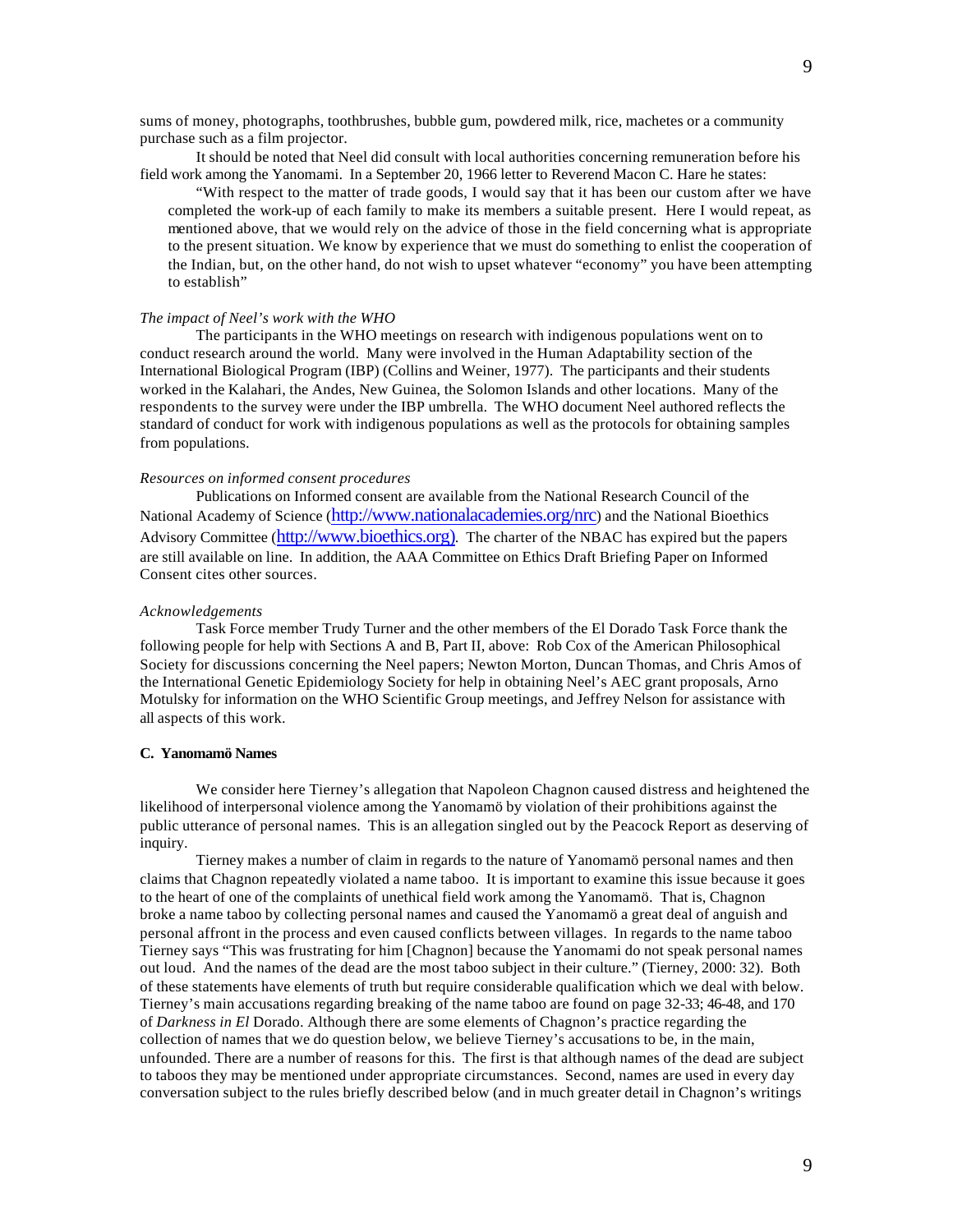sums of money, photographs, toothbrushes, bubble gum, powdered milk, rice, machetes or a community purchase such as a film projector.

It should be noted that Neel did consult with local authorities concerning remuneration before his field work among the Yanomami. In a September 20, 1966 letter to Reverend Macon C. Hare he states:

> "With respect to the matter of trade goods, I would say that it has been our custom after we have completed the work-up of each family to make its members a suitable present. Here I would repeat, as mentioned above, that we would rely on the advice of those in the field concerning what is appropriate to the present situation. We know by experience that we must do something to enlist the cooperation of the Indian, but, on the other hand, do not wish to upset whatever "economy" you have been attempting to establish"

*The impact of Neel's work with the WHO*

The participants in the WHO meetings on research with indigenous populations went on to conduct research around the world. Many were involved in the Human Adaptability section of the International Biological Program (IBP) (Collins and Weiner, 1977). The participants and their students worked in the Kalahari, the Andes, New Guinea, the Solomon Islands and other locations. Many of the respondents to the survey were under the IBP umbrella. The WHO document Neel authored reflects the standard of conduct for work with indigenous populations as well as the protocols for obtaining samples from populations.

*Resources on informed consent procedures*

Publications on Informed consent are available from the National Research Council of the National Academy of Science (http://www.nationalacademies.org/nrc) and the National Bioethics Advisory Committee (http://www.bioethics.org). The charter of the NBAC has expired but the papers are still available on line. In addition, the AAA Committee on Ethics Draft Briefing Paper on Informed Consent cites other sources.

*Acknowledgements*

Task Force member Trudy Turner and the other members of the El Dorado Task Force thank the following people for help with Sections A and B, Part II, above: Rob Cox of the American Philosophical Society for discussions concerning the Neel papers; Newton Morton, Duncan Thomas, and Chris Amos of the International Genetic Epidemiology Society for help in obtaining Neel's AEC grant proposals, Arno Motulsky for information on the WHO Scientific Group meetings, and Jeffrey Nelson for assistance with all aspects of this work.

### C. Yanomamö Names

We consider here Tierney's allegation that Napoleon Chagnon caused distress and heightened the likelihood of interpersonal violence among the Yanomamö by violation of their prohibitions against the public utterance of personal names. This is an allegation singled out by the Peacock Report as deserving of inquiry.

Tierney makes a number of claim in regards to the nature of Yanomamö personal names and then claims that Chagnon repeatedly violated a name taboo. It is important to examine this issue because it goes to the heart of one of the complaints of unethical field work among the Yanomamö. That is, Chagnon broke a name taboo by collecting personal names and caused the Yanomamö a great deal of anguish and personal affront in the process and even caused conflicts between villages. In regards to the name taboo Tierney says "This was frustrating for him [Chagnon] because the Yanomami do not speak personal names out loud. And the names of the dead are the most taboo subject in their culture." (Tierney, 2000: 32). Both of these statements have elements of truth but require considerable qualification which we deal with below. Tierney's main accusations regarding breaking of the name taboo are found on page 32-33; 46-48, and 170 of *Darkness in El* Dorado. Although there are some elements of Chagnon's practice regarding the collection of names that we do question below, we believe Tierney's accusations to be, in the main, unfounded. There are a number of reasons for this. The first is that although names of the dead are subject to taboos they may be mentioned under appropriate circumstances. Second, names are used in every day conversation subject to the rules briefly described below (and in much greater detail in Chagnon's writings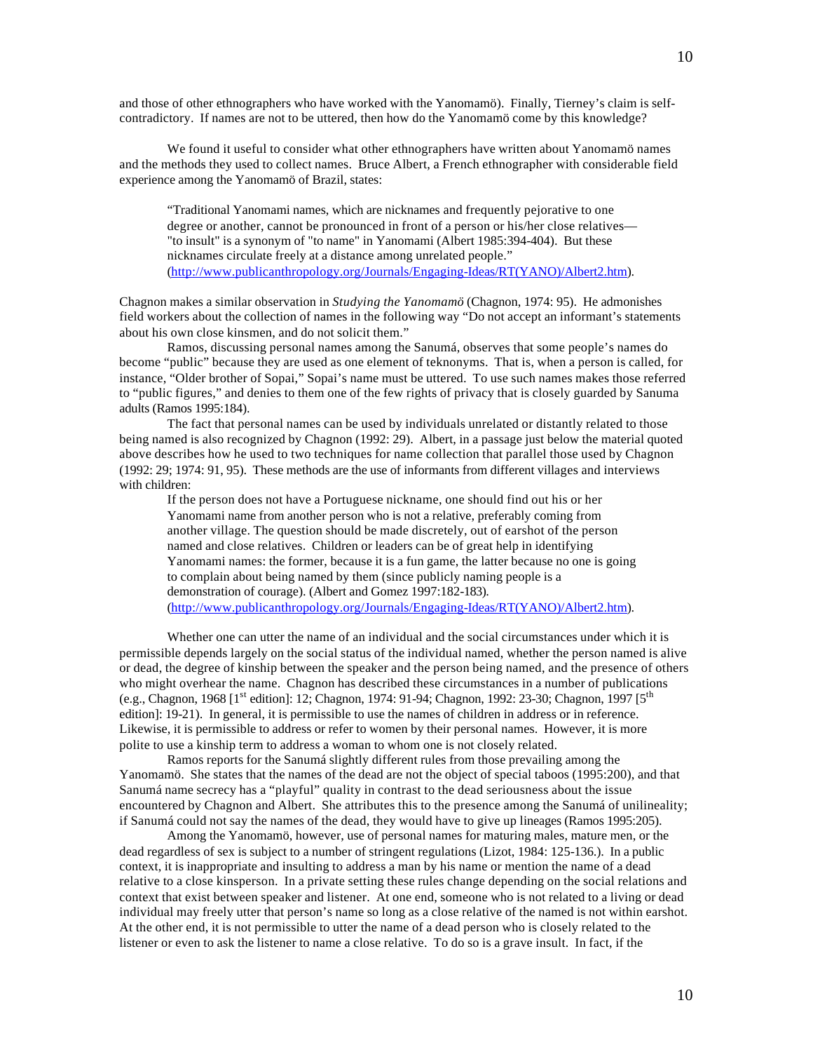and those of other ethnographers who have worked with the Yanomamö). Finally, Tierney's claim is self-contradictory. If names are not to be uttered, then how do the Yanomamö come by this knowledge?

We found it useful to consider what other ethnographers have written about Yanomamö names and the methods they used to collect names. Bruce Albert, a French ethnographer with considerable field experience among the Yanomamö of Brazil, states:

> "Traditional Yanomami names, which are nicknames and frequently pejorative to one degree or another, cannot be pronounced in front of a person or his/her close relatives— "to insult" is a synonym of "to name" in Yanomami (Albert 1985:394-404). But these nicknames circulate freely at a distance among unrelated people."
> (http://www.publicanthropology.org/Journals/Engaging-Ideas/RT(YANO)/Albert2.htm).

Chagnon makes a similar observation in *Studying the Yanomamö* (Chagnon, 1974: 95). He admonishes field workers about the collection of names in the following way "Do not accept an informant's statements about his own close kinsmen, and do not solicit them."

Ramos, discussing personal names among the Sanumá, observes that some people's names do become "public" because they are used as one element of teknonyms. That is, when a person is called, for instance, "Older brother of Sopai," Sopai's name must be uttered. To use such names makes those referred to "public figures," and denies to them one of the few rights of privacy that is closely guarded by Sanuma adults (Ramos 1995:184).

The fact that personal names can be used by individuals unrelated or distantly related to those being named is also recognized by Chagnon (1992: 29). Albert, in a passage just below the material quoted above describes how he used to two techniques for name collection that parallel those used by Chagnon (1992: 29; 1974: 91, 95). These methods are the use of informants from different villages and interviews with children:

> If the person does not have a Portuguese nickname, one should find out his or her Yanomami name from another person who is not a relative, preferably coming from another village. The question should be made discretely, out of earshot of the person named and close relatives. Children or leaders can be of great help in identifying Yanomami names: the former, because it is a fun game, the latter because no one is going to complain about being named by them (since publicly naming people is a demonstration of courage). (Albert and Gomez 1997:182-183).
> (http://www.publicanthropology.org/Journals/Engaging-Ideas/RT(YANO)/Albert2.htm).

Whether one can utter the name of an individual and the social circumstances under which it is permissible depends largely on the social status of the individual named, whether the person named is alive or dead, the degree of kinship between the speaker and the person being named, and the presence of others who might overhear the name. Chagnon has described these circumstances in a number of publications (e.g., Chagnon, 1968 [1st edition]: 12; Chagnon, 1974: 91-94; Chagnon, 1992: 23-30; Chagnon, 1997 [5th edition]: 19-21). In general, it is permissible to use the names of children in address or in reference. Likewise, it is permissible to address or refer to women by their personal names. However, it is more polite to use a kinship term to address a woman to whom one is not closely related.

Ramos reports for the Sanumá slightly different rules from those prevailing among the Yanomamö. She states that the names of the dead are not the object of special taboos (1995:200), and that Sanumá name secrecy has a "playful" quality in contrast to the dead seriousness about the issue encountered by Chagnon and Albert. She attributes this to the presence among the Sanumá of unilineality; if Sanumá could not say the names of the dead, they would have to give up lineages (Ramos 1995:205).

Among the Yanomamö, however, use of personal names for maturing males, mature men, or the dead regardless of sex is subject to a number of stringent regulations (Lizot, 1984: 125-136.). In a public context, it is inappropriate and insulting to address a man by his name or mention the name of a dead relative to a close kinsperson. In a private setting these rules change depending on the social relations and context that exist between speaker and listener. At one end, someone who is not related to a living or dead individual may freely utter that person's name so long as a close relative of the named is not within earshot. At the other end, it is not permissible to utter the name of a dead person who is closely related to the listener or even to ask the listener to name a close relative. To do so is a grave insult. In fact, if the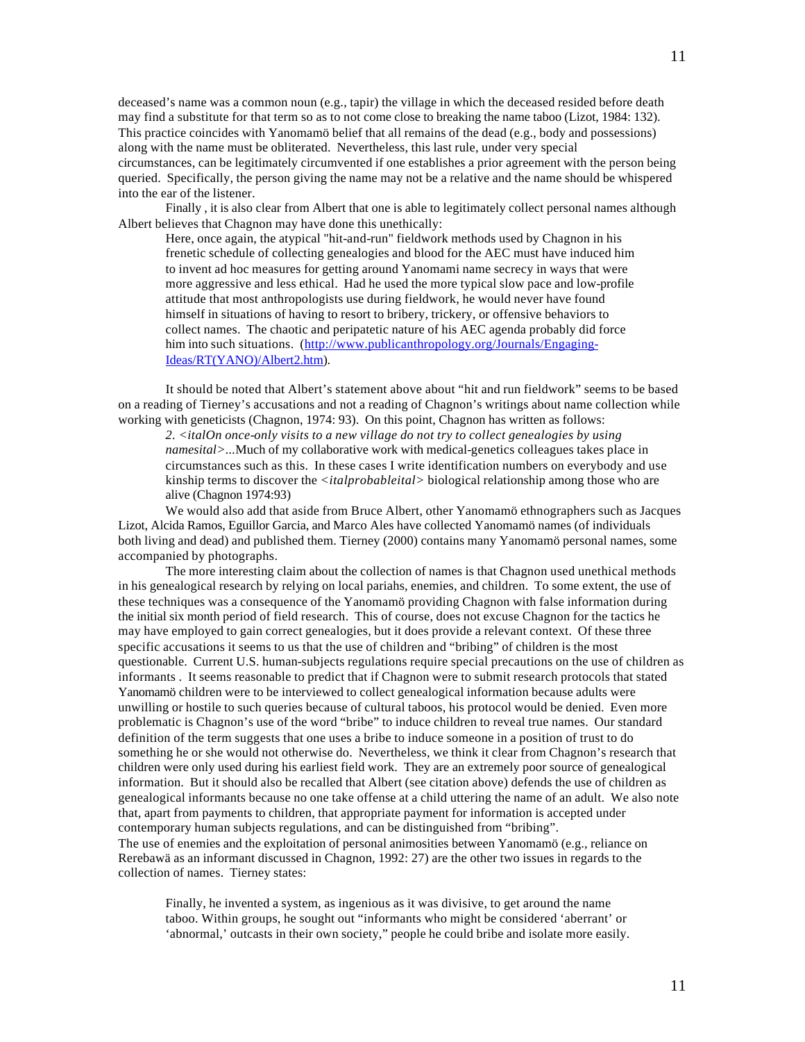deceased's name was a common noun (e.g., tapir) the village in which the deceased resided before death may find a substitute for that term so as to not come close to breaking the name taboo (Lizot, 1984: 132). This practice coincides with Yanomamö belief that all remains of the dead (e.g., body and possessions) along with the name must be obliterated. Nevertheless, this last rule, under very special circumstances, can be legitimately circumvented if one establishes a prior agreement with the person being queried. Specifically, the person giving the name may not be a relative and the name should be whispered into the ear of the listener.

Finally , it is also clear from Albert that one is able to legitimately collect personal names although Albert believes that Chagnon may have done this unethically:

> Here, once again, the atypical "hit-and-run" fieldwork methods used by Chagnon in his frenetic schedule of collecting genealogies and blood for the AEC must have induced him to invent ad hoc measures for getting around Yanomami name secrecy in ways that were more aggressive and less ethical. Had he used the more typical slow pace and low-profile attitude that most anthropologists use during fieldwork, he would never have found himself in situations of having to resort to bribery, trickery, or offensive behaviors to collect names. The chaotic and peripatetic nature of his AEC agenda probably did force him into such situations. (http://www.publicanthropology.org/Journals/Engaging-Ideas/RT(YANO)/Albert2.htm).

It should be noted that Albert's statement above about "hit and run fieldwork" seems to be based on a reading of Tierney's accusations and not a reading of Chagnon's writings about name collection while working with geneticists (Chagnon, 1974: 93). On this point, Chagnon has written as follows:

> 2. *<italOn once-only visits to a new village do not try to collect genealogies by using namesital>*...Much of my collaborative work with medical-genetics colleagues takes place in circumstances such as this. In these cases I write identification numbers on everybody and use kinship terms to discover the *<italprobableital>* biological relationship among those who are alive (Chagnon 1974:93)

We would also add that aside from Bruce Albert, other Yanomamö ethnographers such as Jacques Lizot, Alcida Ramos, Eguillor Garcia, and Marco Ales have collected Yanomamö names (of individuals both living and dead) and published them. Tierney (2000) contains many Yanomamö personal names, some accompanied by photographs.

The more interesting claim about the collection of names is that Chagnon used unethical methods in his genealogical research by relying on local pariahs, enemies, and children. To some extent, the use of these techniques was a consequence of the Yanomamö providing Chagnon with false information during the initial six month period of field research. This of course, does not excuse Chagnon for the tactics he may have employed to gain correct genealogies, but it does provide a relevant context. Of these three specific accusations it seems to us that the use of children and "bribing" of children is the most questionable. Current U.S. human-subjects regulations require special precautions on the use of children as informants . It seems reasonable to predict that if Chagnon were to submit research protocols that stated Yanomamö children were to be interviewed to collect genealogical information because adults were unwilling or hostile to such queries because of cultural taboos, his protocol would be denied. Even more problematic is Chagnon's use of the word "bribe" to induce children to reveal true names. Our standard definition of the term suggests that one uses a bribe to induce someone in a position of trust to do something he or she would not otherwise do. Nevertheless, we think it clear from Chagnon's research that children were only used during his earliest field work. They are an extremely poor source of genealogical information. But it should also be recalled that Albert (see citation above) defends the use of children as genealogical informants because no one take offense at a child uttering the name of an adult. We also note that, apart from payments to children, that appropriate payment for information is accepted under contemporary human subjects regulations, and can be distinguished from "bribing".

The use of enemies and the exploitation of personal animosities between Yanomamö (e.g., reliance on Rerebawä as an informant discussed in Chagnon, 1992: 27) are the other two issues in regards to the collection of names. Tierney states:

> Finally, he invented a system, as ingenious as it was divisive, to get around the name taboo. Within groups, he sought out "informants who might be considered 'aberrant' or 'abnormal,' outcasts in their own society," people he could bribe and isolate more easily.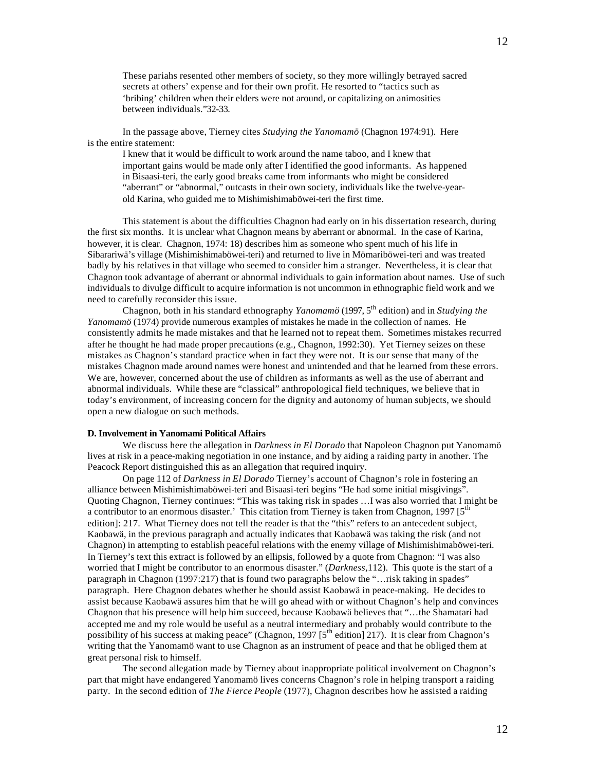> These pariahs resented other members of society, so they more willingly betrayed sacred secrets at others' expense and for their own profit. He resorted to "tactics such as 'bribing' children when their elders were not around, or capitalizing on animosities between individuals."32-33.

In the passage above, Tierney cites *Studying the Yanomamö* (Chagnon 1974:91). Here is the entire statement:

> I knew that it would be difficult to work around the name taboo, and I knew that important gains would be made only after I identified the good informants. As happened in Bisaasi-teri, the early good breaks came from informants who might be considered "aberrant" or "abnormal," outcasts in their own society, individuals like the twelve-year-old Karina, who guided me to Mishimishimaböwei-teri the first time.

This statement is about the difficulties Chagnon had early on in his dissertation research, during the first six months. It is unclear what Chagnon means by aberrant or abnormal. In the case of Karina, however, it is clear. Chagnon, 1974: 18) describes him as someone who spent much of his life in Sibarariwä's village (Mishimishimaböwei-teri) and returned to live in Mömariböwei-teri and was treated badly by his relatives in that village who seemed to consider him a stranger. Nevertheless, it is clear that Chagnon took advantage of aberrant or abnormal individuals to gain information about names. Use of such individuals to divulge difficult to acquire information is not uncommon in ethnographic field work and we need to carefully reconsider this issue.

Chagnon, both in his standard ethnography *Yanomamö* (1997, 5th edition) and in *Studying the Yanomamö* (1974) provide numerous examples of mistakes he made in the collection of names. He consistently admits he made mistakes and that he learned not to repeat them. Sometimes mistakes recurred after he thought he had made proper precautions (e.g., Chagnon, 1992:30). Yet Tierney seizes on these mistakes as Chagnon's standard practice when in fact they were not. It is our sense that many of the mistakes Chagnon made around names were honest and unintended and that he learned from these errors. We are, however, concerned about the use of children as informants as well as the use of aberrant and abnormal individuals. While these are "classical" anthropological field techniques, we believe that in today's environment, of increasing concern for the dignity and autonomy of human subjects, we should open a new dialogue on such methods.

**D. Involvement in Yanomami Political Affairs**

We discuss here the allegation in *Darkness in El Dorado* that Napoleon Chagnon put Yanomamö lives at risk in a peace-making negotiation in one instance, and by aiding a raiding party in another. The Peacock Report distinguished this as an allegation that required inquiry.

On page 112 of *Darkness in El Dorado* Tierney's account of Chagnon's role in fostering an alliance between Mishimishimaböwei-teri and Bisaasi-teri begins "He had some initial misgivings". Quoting Chagnon, Tierney continues: "This was taking risk in spades …I was also worried that I might be a contributor to an enormous disaster.' This citation from Tierney is taken from Chagnon, 1997 [5th edition]: 217. What Tierney does not tell the reader is that the "this" refers to an antecedent subject, Kaobawä, in the previous paragraph and actually indicates that Kaobawä was taking the risk (and not Chagnon) in attempting to establish peaceful relations with the enemy village of Mishimishimaböwei-teri. In Tierney's text this extract is followed by an ellipsis, followed by a quote from Chagnon: "I was also worried that I might be contributor to an enormous disaster." (*Darkness,*112). This quote is the start of a paragraph in Chagnon (1997:217) that is found two paragraphs below the "…risk taking in spades" paragraph. Here Chagnon debates whether he should assist Kaobawä in peace-making. He decides to assist because Kaobawä assures him that he will go ahead with or without Chagnon's help and convinces Chagnon that his presence will help him succeed, because Kaobawä believes that "…the Shamatari had accepted me and my role would be useful as a neutral intermediary and probably would contribute to the possibility of his success at making peace" (Chagnon, 1997 [5th edition] 217). It is clear from Chagnon's writing that the Yanomamö want to use Chagnon as an instrument of peace and that he obliged them at great personal risk to himself.

The second allegation made by Tierney about inappropriate political involvement on Chagnon's part that might have endangered Yanomamö lives concerns Chagnon's role in helping transport a raiding party. In the second edition of *The Fierce People* (1977), Chagnon describes how he assisted a raiding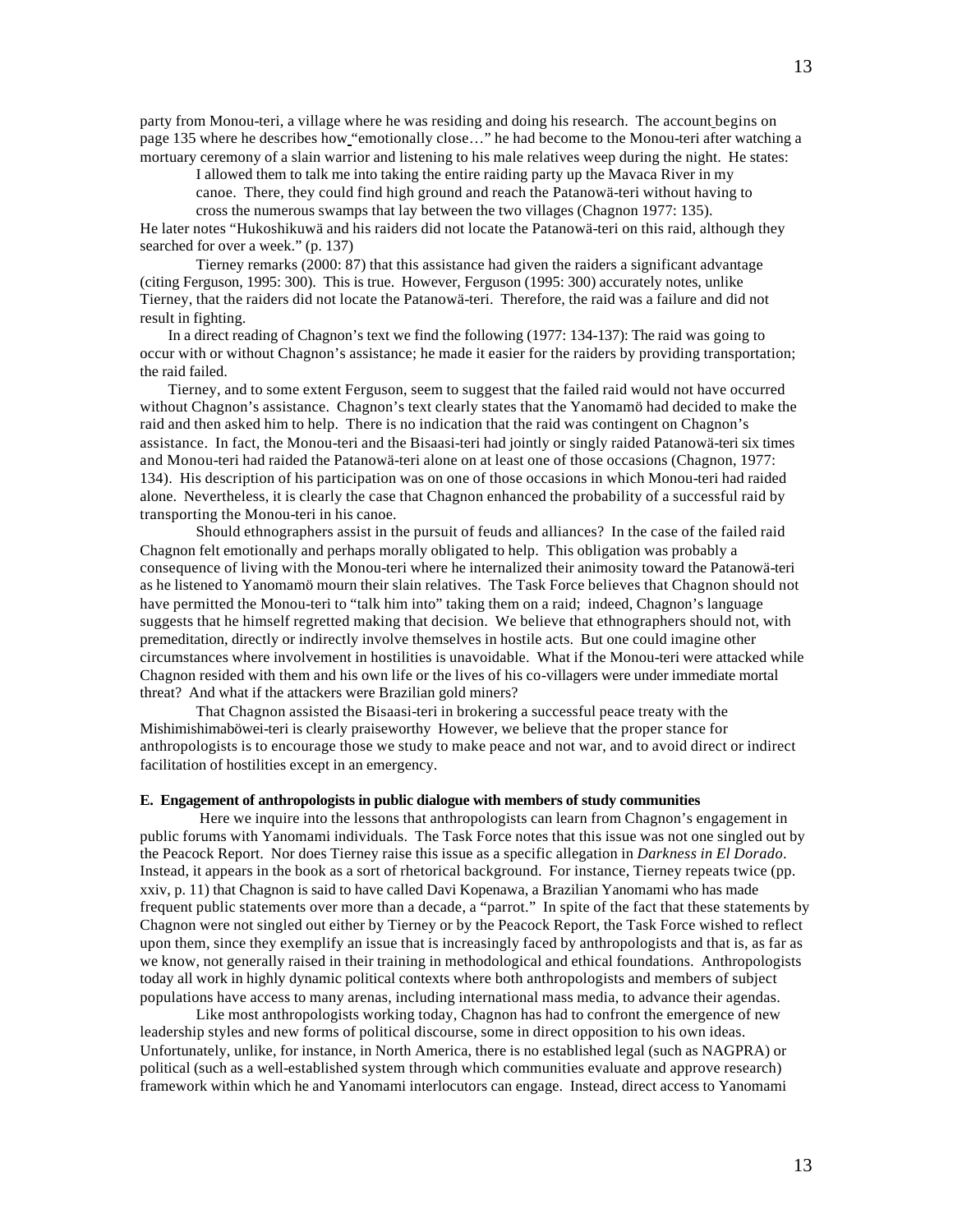party from Monou-teri, a village where he was residing and doing his research. The account begins on page 135 where he describes how "emotionally close…" he had become to the Monou-teri after watching a mortuary ceremony of a slain warrior and listening to his male relatives weep during the night. He states:

> I allowed them to talk me into taking the entire raiding party up the Mavaca River in my canoe. There, they could find high ground and reach the Patanowä-teri without having to cross the numerous swamps that lay between the two villages (Chagnon 1977: 135).

He later notes "Hukoshikuwä and his raiders did not locate the Patanowä-teri on this raid, although they searched for over a week." (p. 137)

Tierney remarks (2000: 87) that this assistance had given the raiders a significant advantage (citing Ferguson, 1995: 300). This is true. However, Ferguson (1995: 300) accurately notes, unlike Tierney, that the raiders did not locate the Patanowä-teri. Therefore, the raid was a failure and did not result in fighting.

In a direct reading of Chagnon's text we find the following (1977: 134-137): The raid was going to occur with or without Chagnon's assistance; he made it easier for the raiders by providing transportation; the raid failed.

Tierney, and to some extent Ferguson, seem to suggest that the failed raid would not have occurred without Chagnon's assistance. Chagnon's text clearly states that the Yanomamö had decided to make the raid and then asked him to help. There is no indication that the raid was contingent on Chagnon's assistance. In fact, the Monou-teri and the Bisaasi-teri had jointly or singly raided Patanowä-teri six times and Monou-teri had raided the Patanowä-teri alone on at least one of those occasions (Chagnon, 1977: 134). His description of his participation was on one of those occasions in which Monou-teri had raided alone. Nevertheless, it is clearly the case that Chagnon enhanced the probability of a successful raid by transporting the Monou-teri in his canoe.

Should ethnographers assist in the pursuit of feuds and alliances? In the case of the failed raid Chagnon felt emotionally and perhaps morally obligated to help. This obligation was probably a consequence of living with the Monou-teri where he internalized their animosity toward the Patanowä-teri as he listened to Yanomamö mourn their slain relatives. The Task Force believes that Chagnon should not have permitted the Monou-teri to "talk him into" taking them on a raid; indeed, Chagnon's language suggests that he himself regretted making that decision. We believe that ethnographers should not, with premeditation, directly or indirectly involve themselves in hostile acts. But one could imagine other circumstances where involvement in hostilities is unavoidable. What if the Monou-teri were attacked while Chagnon resided with them and his own life or the lives of his co-villagers were under immediate mortal threat? And what if the attackers were Brazilian gold miners?

That Chagnon assisted the Bisaasi-teri in brokering a successful peace treaty with the Mishimishimaböwei-teri is clearly praiseworthy However, we believe that the proper stance for anthropologists is to encourage those we study to make peace and not war, and to avoid direct or indirect facilitation of hostilities except in an emergency.

### E. Engagement of anthropologists in public dialogue with members of study communities

Here we inquire into the lessons that anthropologists can learn from Chagnon's engagement in public forums with Yanomami individuals. The Task Force notes that this issue was not one singled out by the Peacock Report. Nor does Tierney raise this issue as a specific allegation in *Darkness in El Dorado*. Instead, it appears in the book as a sort of rhetorical background. For instance, Tierney repeats twice (pp. xxiv, p. 11) that Chagnon is said to have called Davi Kopenawa, a Brazilian Yanomami who has made frequent public statements over more than a decade, a "parrot." In spite of the fact that these statements by Chagnon were not singled out either by Tierney or by the Peacock Report, the Task Force wished to reflect upon them, since they exemplify an issue that is increasingly faced by anthropologists and that is, as far as we know, not generally raised in their training in methodological and ethical foundations. Anthropologists today all work in highly dynamic political contexts where both anthropologists and members of subject populations have access to many arenas, including international mass media, to advance their agendas.

Like most anthropologists working today, Chagnon has had to confront the emergence of new leadership styles and new forms of political discourse, some in direct opposition to his own ideas. Unfortunately, unlike, for instance, in North America, there is no established legal (such as NAGPRA) or political (such as a well-established system through which communities evaluate and approve research) framework within which he and Yanomami interlocutors can engage. Instead, direct access to Yanomami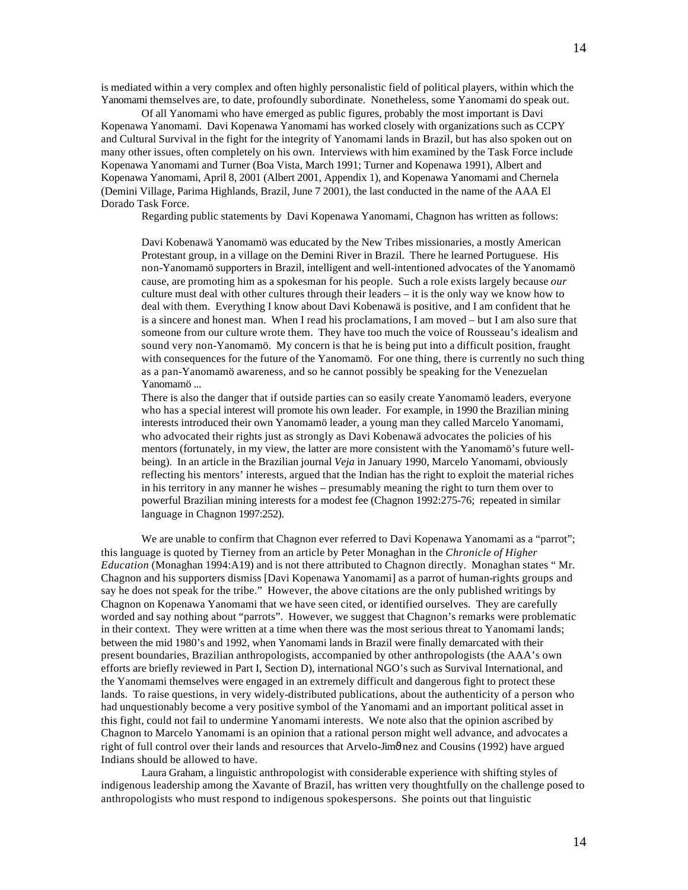is mediated within a very complex and often highly personalistic field of political players, within which the Yanomami themselves are, to date, profoundly subordinate. Nonetheless, some Yanomami do speak out.

Of all Yanomami who have emerged as public figures, probably the most important is Davi Kopenawa Yanomami. Davi Kopenawa Yanomami has worked closely with organizations such as CCPY and Cultural Survival in the fight for the integrity of Yanomami lands in Brazil, but has also spoken out on many other issues, often completely on his own. Interviews with him examined by the Task Force include Kopenawa Yanomami and Turner (Boa Vista, March 1991; Turner and Kopenawa 1991), Albert and Kopenawa Yanomami, April 8, 2001 (Albert 2001, Appendix 1), and Kopenawa Yanomami and Chernela (Demini Village, Parima Highlands, Brazil, June 7 2001), the last conducted in the name of the AAA El Dorado Task Force.

Regarding public statements by Davi Kopenawa Yanomami, Chagnon has written as follows:

> Davi Kobenawä Yanomamö was educated by the New Tribes missionaries, a mostly American Protestant group, in a village on the Demini River in Brazil. There he learned Portuguese. His non-Yanomamö supporters in Brazil, intelligent and well-intentioned advocates of the Yanomamö cause, are promoting him as a spokesman for his people. Such a role exists largely because *our* culture must deal with other cultures through their leaders – it is the only way we know how to deal with them. Everything I know about Davi Kobenawä is positive, and I am confident that he is a sincere and honest man. When I read his proclamations, I am moved – but I am also sure that someone from our culture wrote them. They have too much the voice of Rousseau's idealism and sound very non-Yanomamö. My concern is that he is being put into a difficult position, fraught with consequences for the future of the Yanomamö. For one thing, there is currently no such thing as a pan-Yanomamö awareness, and so he cannot possibly be speaking for the Venezuelan Yanomamö ...
>
> There is also the danger that if outside parties can so easily create Yanomamö leaders, everyone who has a special interest will promote his own leader. For example, in 1990 the Brazilian mining interests introduced their own Yanomamö leader, a young man they called Marcelo Yanomami, who advocated their rights just as strongly as Davi Kobenawä advocates the policies of his mentors (fortunately, in my view, the latter are more consistent with the Yanomamö's future well-being). In an article in the Brazilian journal *Veja* in January 1990, Marcelo Yanomami, obviously reflecting his mentors' interests, argued that the Indian has the right to exploit the material riches in his territory in any manner he wishes – presumably meaning the right to turn them over to powerful Brazilian mining interests for a modest fee (Chagnon 1992:275-76; repeated in similar language in Chagnon 1997:252).

We are unable to confirm that Chagnon ever referred to Davi Kopenawa Yanomami as a "parrot"; this language is quoted by Tierney from an article by Peter Monaghan in the *Chronicle of Higher Education* (Monaghan 1994:A19) and is not there attributed to Chagnon directly. Monaghan states " Mr. Chagnon and his supporters dismiss [Davi Kopenawa Yanomami] as a parrot of human-rights groups and say he does not speak for the tribe." However, the above citations are the only published writings by Chagnon on Kopenawa Yanomami that we have seen cited, or identified ourselves. They are carefully worded and say nothing about "parrots". However, we suggest that Chagnon's remarks were problematic in their context. They were written at a time when there was the most serious threat to Yanomami lands; between the mid 1980's and 1992, when Yanomami lands in Brazil were finally demarcated with their present boundaries, Brazilian anthropologists, accompanied by other anthropologists (the AAA's own efforts are briefly reviewed in Part I, Section D), international NGO's such as Survival International, and the Yanomami themselves were engaged in an extremely difficult and dangerous fight to protect these lands. To raise questions, in very widely-distributed publications, about the authenticity of a person who had unquestionably become a very positive symbol of the Yanomami and an important political asset in this fight, could not fail to undermine Yanomami interests. We note also that the opinion ascribed by Chagnon to Marcelo Yanomami is an opinion that a rational person might well advance, and advocates a right of full control over their lands and resources that Arvelo-Jiménez and Cousins (1992) have argued Indians should be allowed to have.

Laura Graham, a linguistic anthropologist with considerable experience with shifting styles of indigenous leadership among the Xavante of Brazil, has written very thoughtfully on the challenge posed to anthropologists who must respond to indigenous spokespersons. She points out that linguistic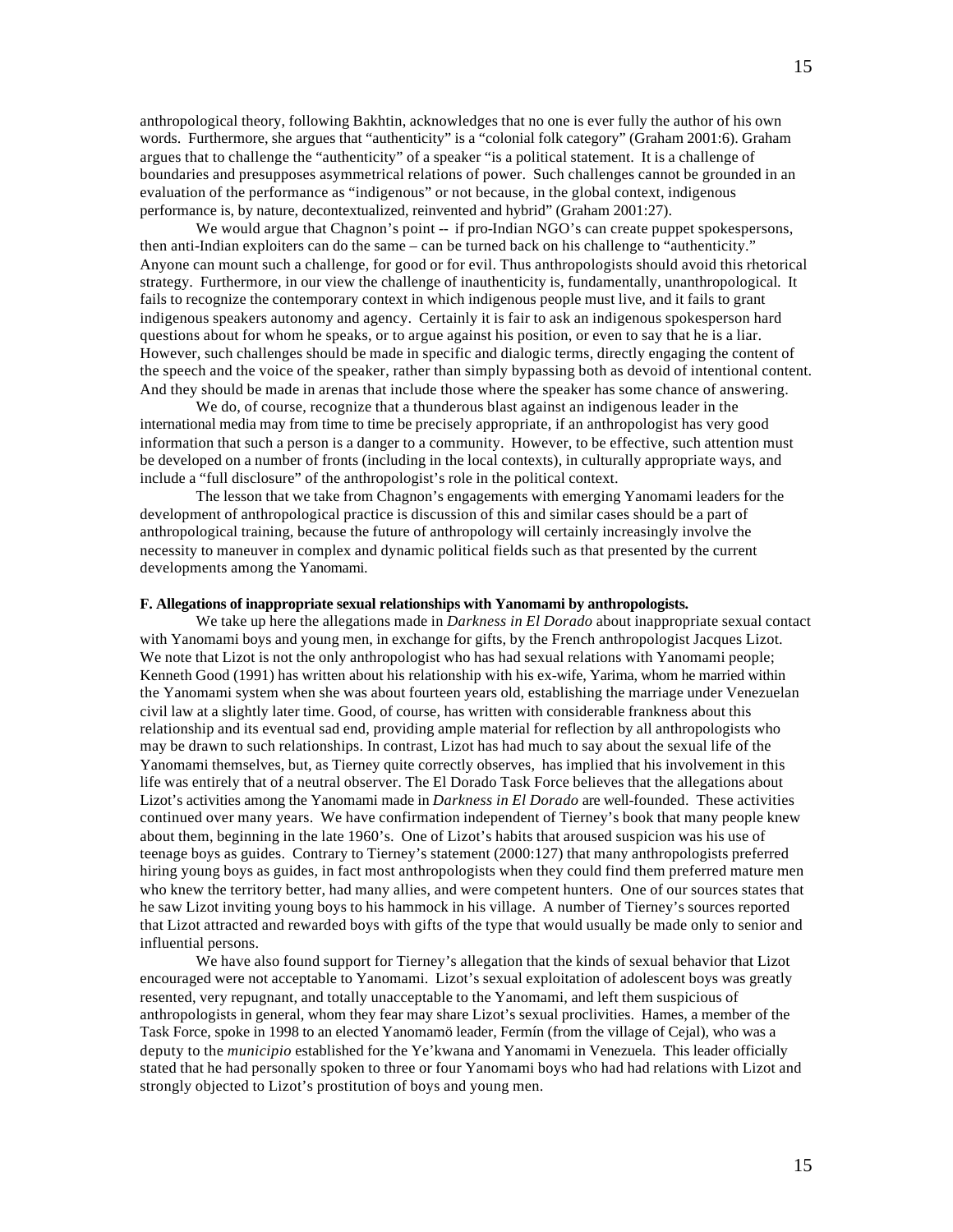anthropological theory, following Bakhtin, acknowledges that no one is ever fully the author of his own words. Furthermore, she argues that "authenticity" is a "colonial folk category" (Graham 2001:6). Graham argues that to challenge the "authenticity" of a speaker "is a political statement. It is a challenge of boundaries and presupposes asymmetrical relations of power. Such challenges cannot be grounded in an evaluation of the performance as "indigenous" or not because, in the global context, indigenous performance is, by nature, decontextualized, reinvented and hybrid" (Graham 2001:27).

We would argue that Chagnon's point -- if pro-Indian NGO's can create puppet spokespersons, then anti-Indian exploiters can do the same – can be turned back on his challenge to "authenticity." Anyone can mount such a challenge, for good or for evil. Thus anthropologists should avoid this rhetorical strategy. Furthermore, in our view the challenge of inauthenticity is, fundamentally, unanthropological. It fails to recognize the contemporary context in which indigenous people must live, and it fails to grant indigenous speakers autonomy and agency. Certainly it is fair to ask an indigenous spokesperson hard questions about for whom he speaks, or to argue against his position, or even to say that he is a liar. However, such challenges should be made in specific and dialogic terms, directly engaging the content of the speech and the voice of the speaker, rather than simply bypassing both as devoid of intentional content. And they should be made in arenas that include those where the speaker has some chance of answering.

We do, of course, recognize that a thunderous blast against an indigenous leader in the international media may from time to time be precisely appropriate, if an anthropologist has very good information that such a person is a danger to a community. However, to be effective, such attention must be developed on a number of fronts (including in the local contexts), in culturally appropriate ways, and include a "full disclosure" of the anthropologist's role in the political context.

The lesson that we take from Chagnon's engagements with emerging Yanomami leaders for the development of anthropological practice is discussion of this and similar cases should be a part of anthropological training, because the future of anthropology will certainly increasingly involve the necessity to maneuver in complex and dynamic political fields such as that presented by the current developments among the Yanomami.

**F. Allegations of inappropriate sexual relationships with Yanomami by anthropologists.**

We take up here the allegations made in *Darkness in El Dorado* about inappropriate sexual contact with Yanomami boys and young men, in exchange for gifts, by the French anthropologist Jacques Lizot. We note that Lizot is not the only anthropologist who has had sexual relations with Yanomami people; Kenneth Good (1991) has written about his relationship with his ex-wife, Yarima, whom he married within the Yanomami system when she was about fourteen years old, establishing the marriage under Venezuelan civil law at a slightly later time. Good, of course, has written with considerable frankness about this relationship and its eventual sad end, providing ample material for reflection by all anthropologists who may be drawn to such relationships. In contrast, Lizot has had much to say about the sexual life of the Yanomami themselves, but, as Tierney quite correctly observes, has implied that his involvement in this life was entirely that of a neutral observer. The El Dorado Task Force believes that the allegations about Lizot's activities among the Yanomami made in *Darkness in El Dorado* are well-founded. These activities continued over many years. We have confirmation independent of Tierney's book that many people knew about them, beginning in the late 1960's. One of Lizot's habits that aroused suspicion was his use of teenage boys as guides. Contrary to Tierney's statement (2000:127) that many anthropologists preferred hiring young boys as guides, in fact most anthropologists when they could find them preferred mature men who knew the territory better, had many allies, and were competent hunters. One of our sources states that he saw Lizot inviting young boys to his hammock in his village. A number of Tierney's sources reported that Lizot attracted and rewarded boys with gifts of the type that would usually be made only to senior and influential persons.

We have also found support for Tierney's allegation that the kinds of sexual behavior that Lizot encouraged were not acceptable to Yanomami. Lizot's sexual exploitation of adolescent boys was greatly resented, very repugnant, and totally unacceptable to the Yanomami, and left them suspicious of anthropologists in general, whom they fear may share Lizot's sexual proclivities. Hames, a member of the Task Force, spoke in 1998 to an elected Yanomamö leader, Fermín (from the village of Cejal), who was a deputy to the *municipio* established for the Ye'kwana and Yanomami in Venezuela. This leader officially stated that he had personally spoken to three or four Yanomami boys who had had relations with Lizot and strongly objected to Lizot's prostitution of boys and young men.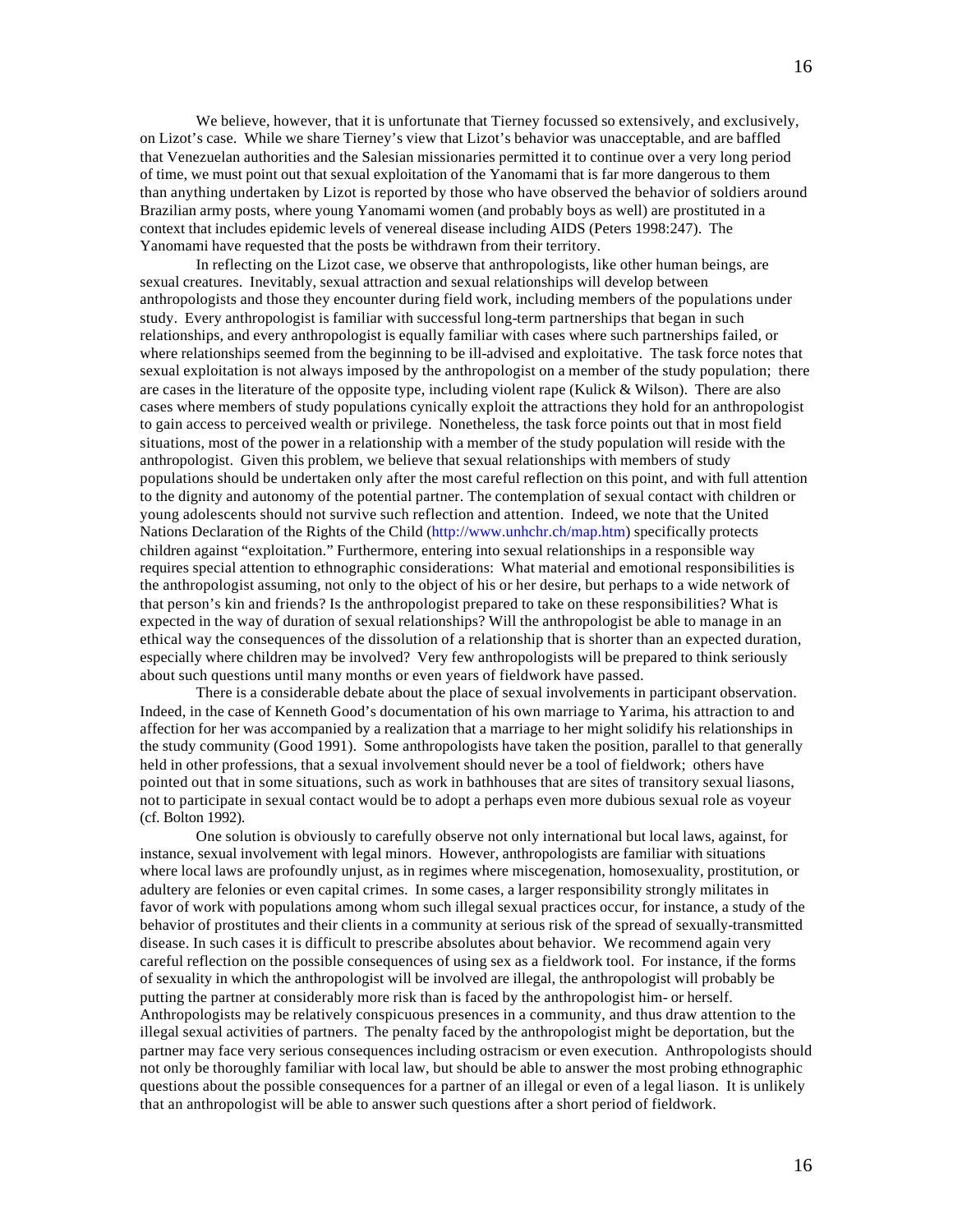We believe, however, that it is unfortunate that Tierney focussed so extensively, and exclusively, on Lizot's case. While we share Tierney's view that Lizot's behavior was unacceptable, and are baffled that Venezuelan authorities and the Salesian missionaries permitted it to continue over a very long period of time, we must point out that sexual exploitation of the Yanomami that is far more dangerous to them than anything undertaken by Lizot is reported by those who have observed the behavior of soldiers around Brazilian army posts, where young Yanomami women (and probably boys as well) are prostituted in a context that includes epidemic levels of venereal disease including AIDS (Peters 1998:247). The Yanomami have requested that the posts be withdrawn from their territory.

In reflecting on the Lizot case, we observe that anthropologists, like other human beings, are sexual creatures. Inevitably, sexual attraction and sexual relationships will develop between anthropologists and those they encounter during field work, including members of the populations under study. Every anthropologist is familiar with successful long-term partnerships that began in such relationships, and every anthropologist is equally familiar with cases where such partnerships failed, or where relationships seemed from the beginning to be ill-advised and exploitative. The task force notes that sexual exploitation is not always imposed by the anthropologist on a member of the study population; there are cases in the literature of the opposite type, including violent rape (Kulick & Wilson). There are also cases where members of study populations cynically exploit the attractions they hold for an anthropologist to gain access to perceived wealth or privilege. Nonetheless, the task force points out that in most field situations, most of the power in a relationship with a member of the study population will reside with the anthropologist. Given this problem, we believe that sexual relationships with members of study populations should be undertaken only after the most careful reflection on this point, and with full attention to the dignity and autonomy of the potential partner. The contemplation of sexual contact with children or young adolescents should not survive such reflection and attention. Indeed, we note that the United Nations Declaration of the Rights of the Child (http://www.unhchr.ch/map.htm) specifically protects children against "exploitation." Furthermore, entering into sexual relationships in a responsible way requires special attention to ethnographic considerations: What material and emotional responsibilities is the anthropologist assuming, not only to the object of his or her desire, but perhaps to a wide network of that person's kin and friends? Is the anthropologist prepared to take on these responsibilities? What is expected in the way of duration of sexual relationships? Will the anthropologist be able to manage in an ethical way the consequences of the dissolution of a relationship that is shorter than an expected duration, especially where children may be involved? Very few anthropologists will be prepared to think seriously about such questions until many months or even years of fieldwork have passed.

There is a considerable debate about the place of sexual involvements in participant observation. Indeed, in the case of Kenneth Good's documentation of his own marriage to Yarima, his attraction to and affection for her was accompanied by a realization that a marriage to her might solidify his relationships in the study community (Good 1991). Some anthropologists have taken the position, parallel to that generally held in other professions, that a sexual involvement should never be a tool of fieldwork; others have pointed out that in some situations, such as work in bathhouses that are sites of transitory sexual liasons, not to participate in sexual contact would be to adopt a perhaps even more dubious sexual role as voyeur (cf. Bolton 1992).

One solution is obviously to carefully observe not only international but local laws, against, for instance, sexual involvement with legal minors. However, anthropologists are familiar with situations where local laws are profoundly unjust, as in regimes where miscegenation, homosexuality, prostitution, or adultery are felonies or even capital crimes. In some cases, a larger responsibility strongly militates in favor of work with populations among whom such illegal sexual practices occur, for instance, a study of the behavior of prostitutes and their clients in a community at serious risk of the spread of sexually-transmitted disease. In such cases it is difficult to prescribe absolutes about behavior. We recommend again very careful reflection on the possible consequences of using sex as a fieldwork tool. For instance, if the forms of sexuality in which the anthropologist will be involved are illegal, the anthropologist will probably be putting the partner at considerably more risk than is faced by the anthropologist him- or herself. Anthropologists may be relatively conspicuous presences in a community, and thus draw attention to the illegal sexual activities of partners. The penalty faced by the anthropologist might be deportation, but the partner may face very serious consequences including ostracism or even execution. Anthropologists should not only be thoroughly familiar with local law, but should be able to answer the most probing ethnographic questions about the possible consequences for a partner of an illegal or even of a legal liason. It is unlikely that an anthropologist will be able to answer such questions after a short period of fieldwork.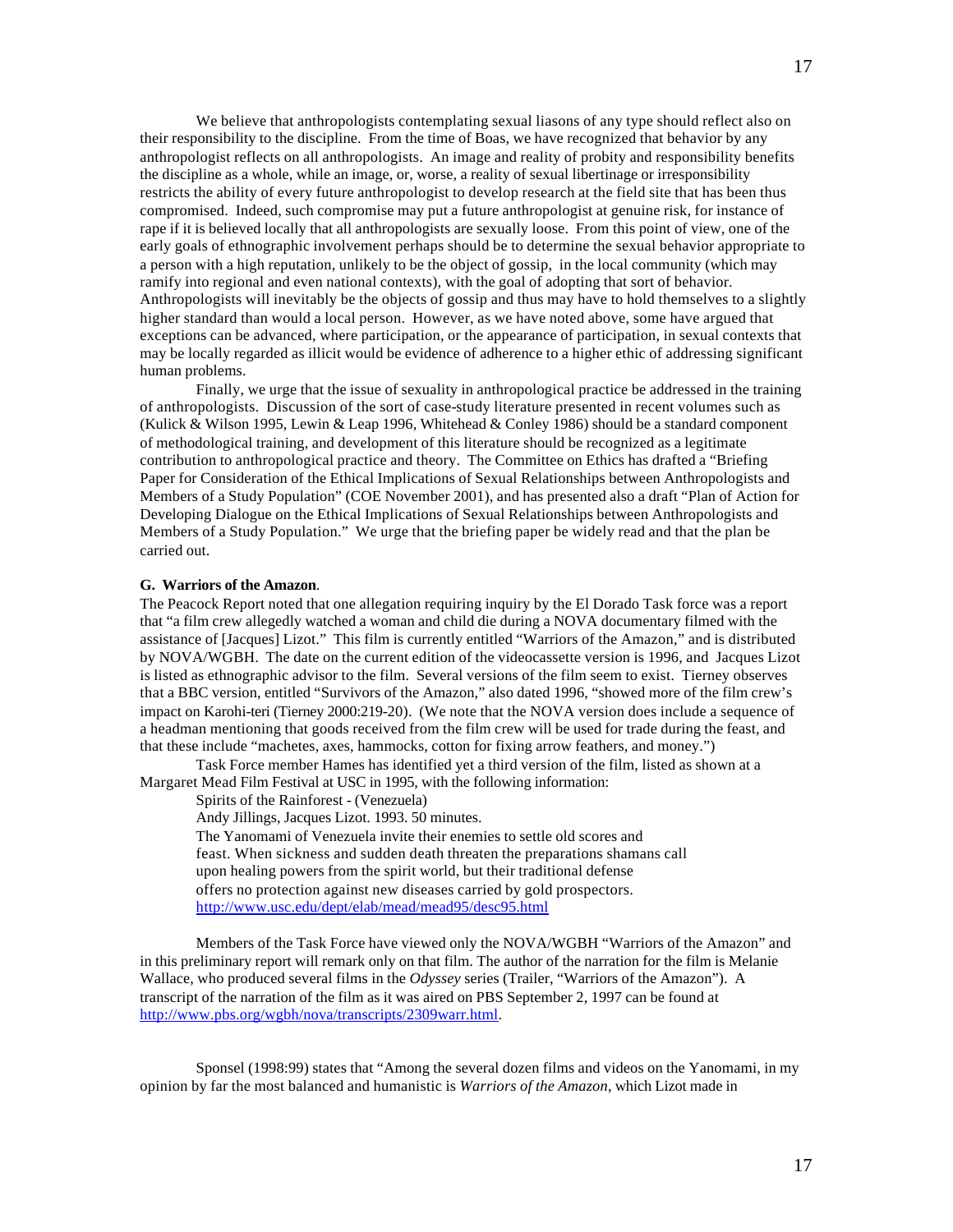We believe that anthropologists contemplating sexual liasons of any type should reflect also on their responsibility to the discipline. From the time of Boas, we have recognized that behavior by any anthropologist reflects on all anthropologists. An image and reality of probity and responsibility benefits the discipline as a whole, while an image, or, worse, a reality of sexual libertinage or irresponsibility restricts the ability of every future anthropologist to develop research at the field site that has been thus compromised. Indeed, such compromise may put a future anthropologist at genuine risk, for instance of rape if it is believed locally that all anthropologists are sexually loose. From this point of view, one of the early goals of ethnographic involvement perhaps should be to determine the sexual behavior appropriate to a person with a high reputation, unlikely to be the object of gossip, in the local community (which may ramify into regional and even national contexts), with the goal of adopting that sort of behavior. Anthropologists will inevitably be the objects of gossip and thus may have to hold themselves to a slightly higher standard than would a local person. However, as we have noted above, some have argued that exceptions can be advanced, where participation, or the appearance of participation, in sexual contexts that may be locally regarded as illicit would be evidence of adherence to a higher ethic of addressing significant human problems.

Finally, we urge that the issue of sexuality in anthropological practice be addressed in the training of anthropologists. Discussion of the sort of case-study literature presented in recent volumes such as (Kulick & Wilson 1995, Lewin & Leap 1996, Whitehead & Conley 1986) should be a standard component of methodological training, and development of this literature should be recognized as a legitimate contribution to anthropological practice and theory. The Committee on Ethics has drafted a "Briefing Paper for Consideration of the Ethical Implications of Sexual Relationships between Anthropologists and Members of a Study Population" (COE November 2001), and has presented also a draft "Plan of Action for Developing Dialogue on the Ethical Implications of Sexual Relationships between Anthropologists and Members of a Study Population." We urge that the briefing paper be widely read and that the plan be carried out.

**G. Warriors of the Amazon**.

The Peacock Report noted that one allegation requiring inquiry by the El Dorado Task force was a report that "a film crew allegedly watched a woman and child die during a NOVA documentary filmed with the assistance of [Jacques] Lizot." This film is currently entitled "Warriors of the Amazon," and is distributed by NOVA/WGBH. The date on the current edition of the videocassette version is 1996, and Jacques Lizot is listed as ethnographic advisor to the film. Several versions of the film seem to exist. Tierney observes that a BBC version, entitled "Survivors of the Amazon," also dated 1996, "showed more of the film crew's impact on Karohi-teri (Tierney 2000:219-20). (We note that the NOVA version does include a sequence of a headman mentioning that goods received from the film crew will be used for trade during the feast, and that these include "machetes, axes, hammocks, cotton for fixing arrow feathers, and money.")

Task Force member Hames has identified yet a third version of the film, listed as shown at a Margaret Mead Film Festival at USC in 1995, with the following information:

> Spirits of the Rainforest - (Venezuela)
> Andy Jillings, Jacques Lizot. 1993. 50 minutes.
> The Yanomami of Venezuela invite their enemies to settle old scores and feast. When sickness and sudden death threaten the preparations shamans call upon healing powers from the spirit world, but their traditional defense offers no protection against new diseases carried by gold prospectors.
> http://www.usc.edu/dept/elab/mead/mead95/desc95.html

Members of the Task Force have viewed only the NOVA/WGBH "Warriors of the Amazon" and in this preliminary report will remark only on that film. The author of the narration for the film is Melanie Wallace, who produced several films in the *Odyssey* series (Trailer, "Warriors of the Amazon"). A transcript of the narration of the film as it was aired on PBS September 2, 1997 can be found at http://www.pbs.org/wgbh/nova/transcripts/2309warr.html.

Sponsel (1998:99) states that "Among the several dozen films and videos on the Yanomami, in my opinion by far the most balanced and humanistic is *Warriors of the Amazon*, which Lizot made in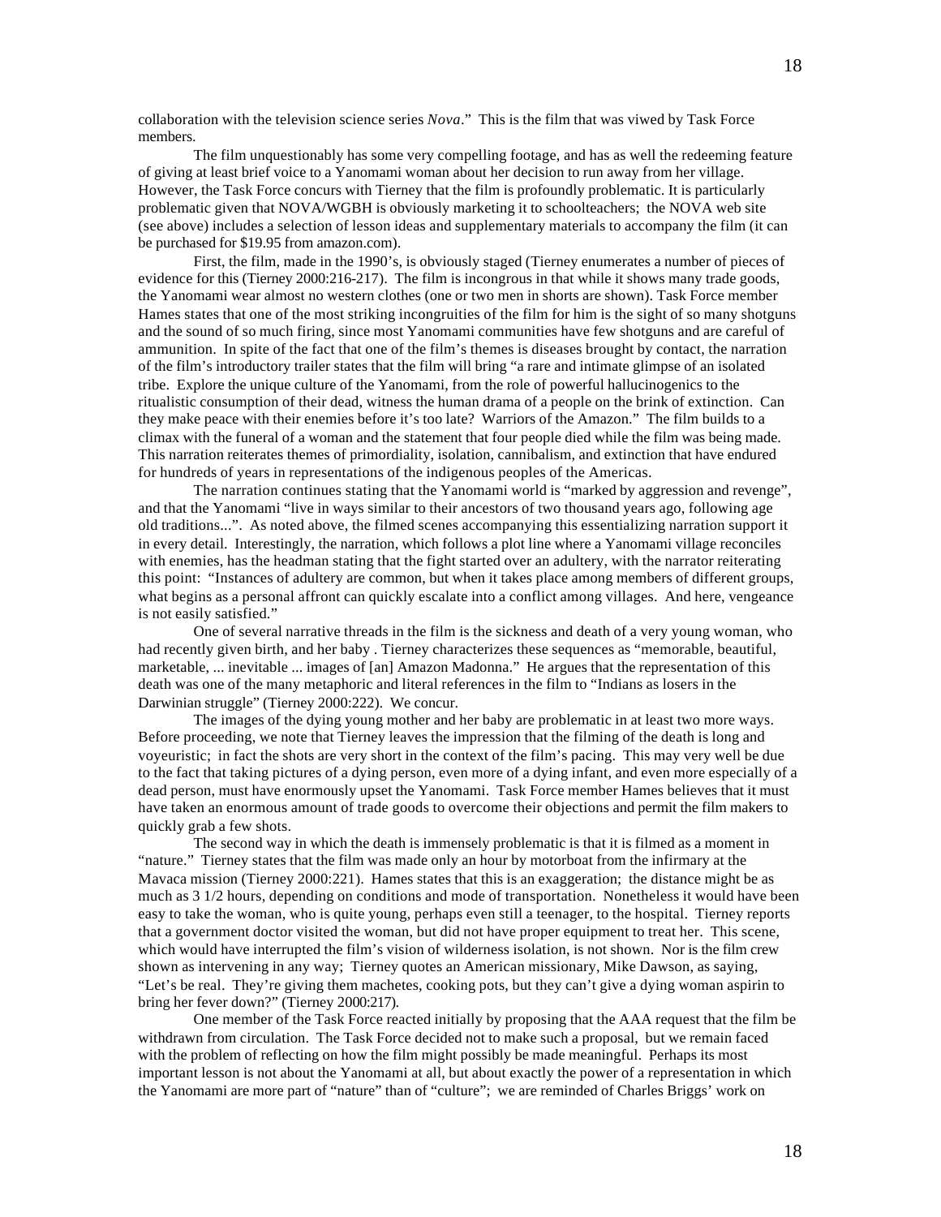collaboration with the television science series *Nova*." This is the film that was viwed by Task Force members.

The film unquestionably has some very compelling footage, and has as well the redeeming feature of giving at least brief voice to a Yanomami woman about her decision to run away from her village. However, the Task Force concurs with Tierney that the film is profoundly problematic. It is particularly problematic given that NOVA/WGBH is obviously marketing it to schoolteachers; the NOVA web site (see above) includes a selection of lesson ideas and supplementary materials to accompany the film (it can be purchased for $19.95 from amazon.com).

First, the film, made in the 1990's, is obviously staged (Tierney enumerates a number of pieces of evidence for this (Tierney 2000:216-217). The film is incongrous in that while it shows many trade goods, the Yanomami wear almost no western clothes (one or two men in shorts are shown). Task Force member Hames states that one of the most striking incongruities of the film for him is the sight of so many shotguns and the sound of so much firing, since most Yanomami communities have few shotguns and are careful of ammunition. In spite of the fact that one of the film's themes is diseases brought by contact, the narration of the film's introductory trailer states that the film will bring "a rare and intimate glimpse of an isolated tribe. Explore the unique culture of the Yanomami, from the role of powerful hallucinogenics to the ritualistic consumption of their dead, witness the human drama of a people on the brink of extinction. Can they make peace with their enemies before it's too late? Warriors of the Amazon." The film builds to a climax with the funeral of a woman and the statement that four people died while the film was being made. This narration reiterates themes of primordiality, isolation, cannibalism, and extinction that have endured for hundreds of years in representations of the indigenous peoples of the Americas.

The narration continues stating that the Yanomami world is "marked by aggression and revenge", and that the Yanomami "live in ways similar to their ancestors of two thousand years ago, following age old traditions...". As noted above, the filmed scenes accompanying this essentializing narration support it in every detail. Interestingly, the narration, which follows a plot line where a Yanomami village reconciles with enemies, has the headman stating that the fight started over an adultery, with the narrator reiterating this point: "Instances of adultery are common, but when it takes place among members of different groups, what begins as a personal affront can quickly escalate into a conflict among villages. And here, vengeance is not easily satisfied."

One of several narrative threads in the film is the sickness and death of a very young woman, who had recently given birth, and her baby . Tierney characterizes these sequences as "memorable, beautiful, marketable, ... inevitable ... images of [an] Amazon Madonna." He argues that the representation of this death was one of the many metaphoric and literal references in the film to "Indians as losers in the Darwinian struggle" (Tierney 2000:222). We concur.

The images of the dying young mother and her baby are problematic in at least two more ways. Before proceeding, we note that Tierney leaves the impression that the filming of the death is long and voyeuristic; in fact the shots are very short in the context of the film's pacing. This may very well be due to the fact that taking pictures of a dying person, even more of a dying infant, and even more especially of a dead person, must have enormously upset the Yanomami. Task Force member Hames believes that it must have taken an enormous amount of trade goods to overcome their objections and permit the film makers to quickly grab a few shots.

The second way in which the death is immensely problematic is that it is filmed as a moment in "nature." Tierney states that the film was made only an hour by motorboat from the infirmary at the Mavaca mission (Tierney 2000:221). Hames states that this is an exaggeration; the distance might be as much as 3 1/2 hours, depending on conditions and mode of transportation. Nonetheless it would have been easy to take the woman, who is quite young, perhaps even still a teenager, to the hospital. Tierney reports that a government doctor visited the woman, but did not have proper equipment to treat her. This scene, which would have interrupted the film's vision of wilderness isolation, is not shown. Nor is the film crew shown as intervening in any way; Tierney quotes an American missionary, Mike Dawson, as saying, "Let's be real. They're giving them machetes, cooking pots, but they can't give a dying woman aspirin to bring her fever down?" (Tierney 2000:217).

One member of the Task Force reacted initially by proposing that the AAA request that the film be withdrawn from circulation. The Task Force decided not to make such a proposal, but we remain faced with the problem of reflecting on how the film might possibly be made meaningful. Perhaps its most important lesson is not about the Yanomami at all, but about exactly the power of a representation in which the Yanomami are more part of "nature" than of "culture"; we are reminded of Charles Briggs' work on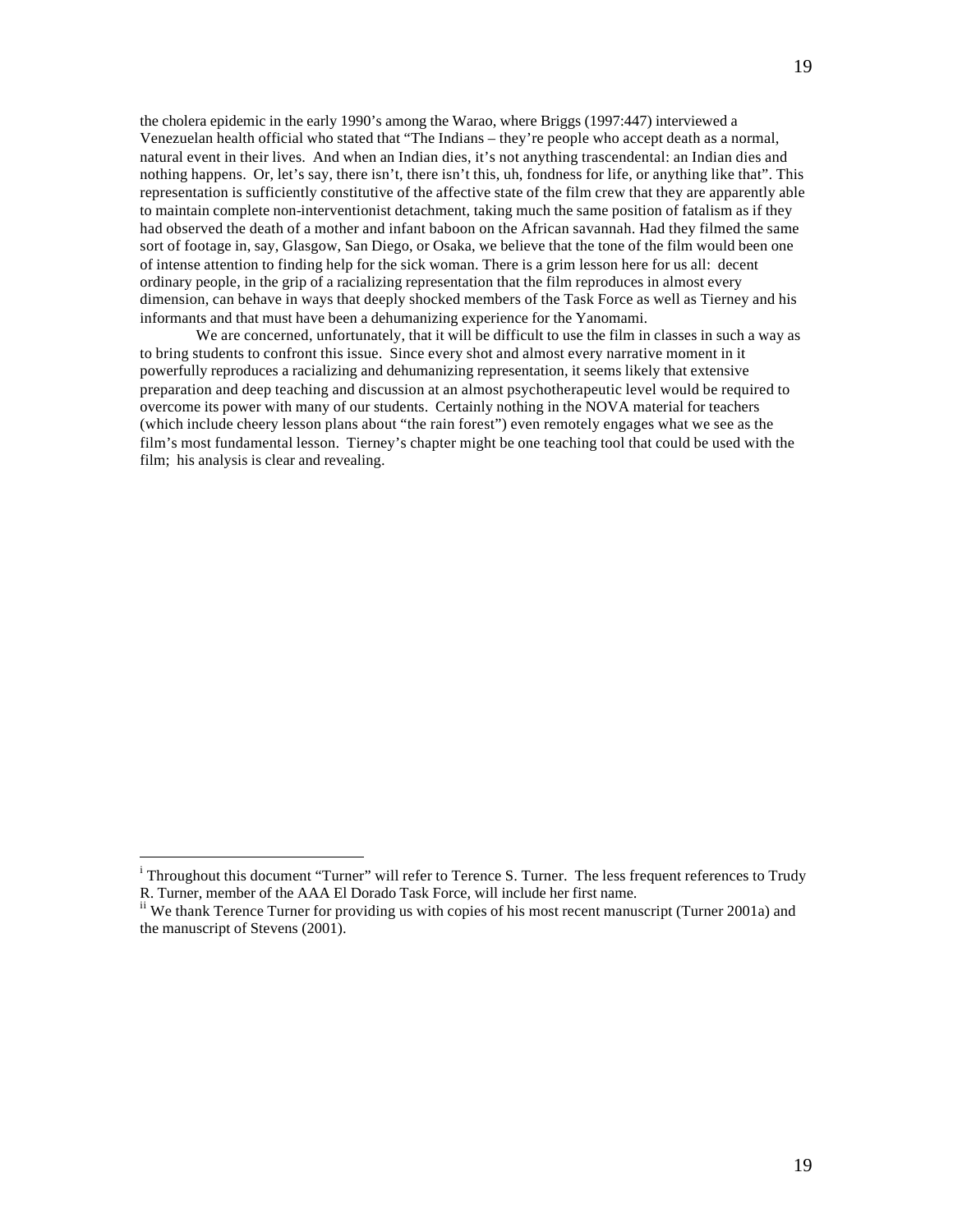the cholera epidemic in the early 1990's among the Warao, where Briggs (1997:447) interviewed a Venezuelan health official who stated that "The Indians – they're people who accept death as a normal, natural event in their lives. And when an Indian dies, it's not anything trascendental: an Indian dies and nothing happens. Or, let's say, there isn't, there isn't this, uh, fondness for life, or anything like that". This representation is sufficiently constitutive of the affective state of the film crew that they are apparently able to maintain complete non-interventionist detachment, taking much the same position of fatalism as if they had observed the death of a mother and infant baboon on the African savannah. Had they filmed the same sort of footage in, say, Glasgow, San Diego, or Osaka, we believe that the tone of the film would been one of intense attention to finding help for the sick woman. There is a grim lesson here for us all: decent ordinary people, in the grip of a racializing representation that the film reproduces in almost every dimension, can behave in ways that deeply shocked members of the Task Force as well as Tierney and his informants and that must have been a dehumanizing experience for the Yanomami.

We are concerned, unfortunately, that it will be difficult to use the film in classes in such a way as to bring students to confront this issue. Since every shot and almost every narrative moment in it powerfully reproduces a racializing and dehumanizing representation, it seems likely that extensive preparation and deep teaching and discussion at an almost psychotherapeutic level would be required to overcome its power with many of our students. Certainly nothing in the NOVA material for teachers (which include cheery lesson plans about "the rain forest") even remotely engages what we see as the film's most fundamental lesson. Tierney's chapter might be one teaching tool that could be used with the film; his analysis is clear and revealing.

---

[i] Throughout this document "Turner" will refer to Terence S. Turner. The less frequent references to Trudy R. Turner, member of the AAA El Dorado Task Force, will include her first name.

[ii] We thank Terence Turner for providing us with copies of his most recent manuscript (Turner 2001a) and the manuscript of Stevens (2001).